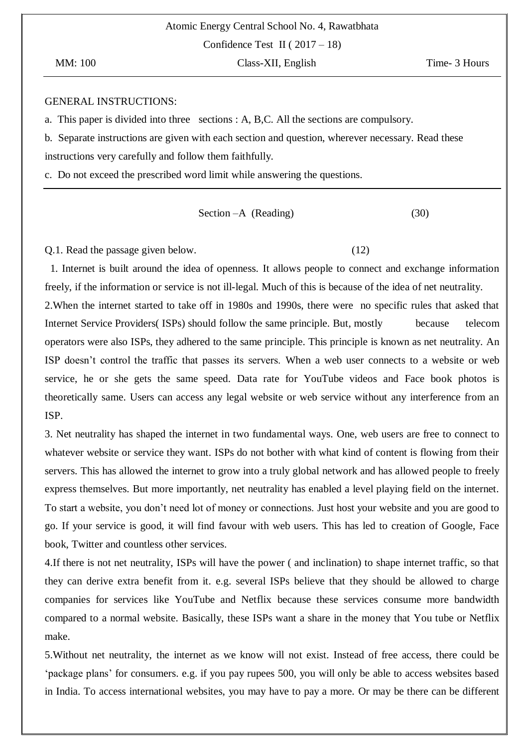Atomic Energy Central School No. 4, Rawatbhata

Confidence Test II ( 2017 – 18)

MM: 100 | Class-XII, English | Time- 3 Hours

GENERAL INSTRUCTIONS:

a. This paper is divided into three sections : A, B,C. All the sections are compulsory.

b. Separate instructions are given with each section and question, wherever necessary. Read these instructions very carefully and follow them faithfully.

c. Do not exceed the prescribed word limit while answering the questions.

## Section –A (Reading) (30)

Q.1. Read the passage given below. (12)

1. Internet is built around the idea of openness. It allows people to connect and exchange information freely, if the information or service is not ill-legal. Much of this is because of the idea of net neutrality.

2.When the internet started to take off in 1980s and 1990s, there were no specific rules that asked that Internet Service Providers( ISPs) should follow the same principle. But, mostly because telecom operators were also ISPs, they adhered to the same principle. This principle is known as net neutrality. An ISP doesn't control the traffic that passes its servers. When a web user connects to a website or web service, he or she gets the same speed. Data rate for YouTube videos and Face book photos is theoretically same. Users can access any legal website or web service without any interference from an ISP.

3. Net neutrality has shaped the internet in two fundamental ways. One, web users are free to connect to whatever website or service they want. ISPs do not bother with what kind of content is flowing from their servers. This has allowed the internet to grow into a truly global network and has allowed people to freely express themselves. But more importantly, net neutrality has enabled a level playing field on the internet. To start a website, you don't need lot of money or connections. Just host your website and you are good to go. If your service is good, it will find favour with web users. This has led to creation of Google, Face book, Twitter and countless other services.

4.If there is not net neutrality, ISPs will have the power ( and inclination) to shape internet traffic, so that they can derive extra benefit from it. e.g. several ISPs believe that they should be allowed to charge companies for services like YouTube and Netflix because these services consume more bandwidth compared to a normal website. Basically, these ISPs want a share in the money that You tube or Netflix make.

5.Without net neutrality, the internet as we know will not exist. Instead of free access, there could be 'package plans' for consumers. e.g. if you pay rupees 500, you will only be able to access websites based in India. To access international websites, you may have to pay a more. Or may be there can be different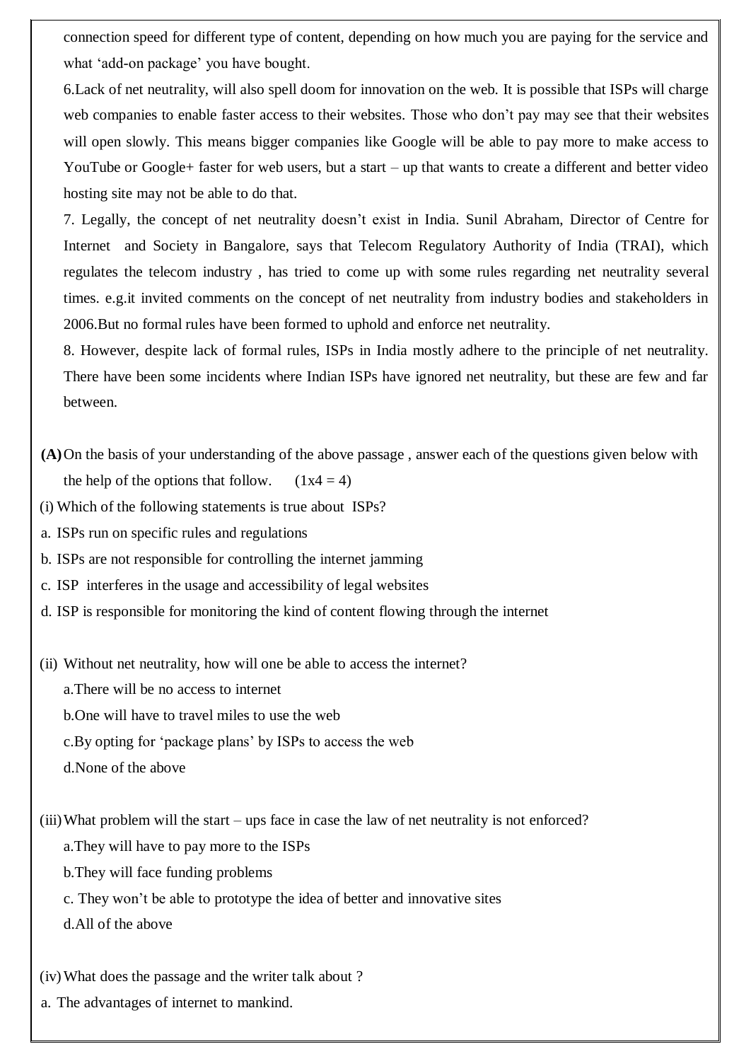connection speed for different type of content, depending on how much you are paying for the service and what 'add-on package' you have bought.

6.Lack of net neutrality, will also spell doom for innovation on the web. It is possible that ISPs will charge web companies to enable faster access to their websites. Those who don't pay may see that their websites will open slowly. This means bigger companies like Google will be able to pay more to make access to YouTube or Google+ faster for web users, but a start – up that wants to create a different and better video hosting site may not be able to do that.

7. Legally, the concept of net neutrality doesn't exist in India. Sunil Abraham, Director of Centre for Internet and Society in Bangalore, says that Telecom Regulatory Authority of India (TRAI), which regulates the telecom industry , has tried to come up with some rules regarding net neutrality several times. e.g.it invited comments on the concept of net neutrality from industry bodies and stakeholders in 2006.But no formal rules have been formed to uphold and enforce net neutrality.

8. However, despite lack of formal rules, ISPs in India mostly adhere to the principle of net neutrality. There have been some incidents where Indian ISPs have ignored net neutrality, but these are few and far between.

**(A)** On the basis of your understanding of the above passage , answer each of the questions given below with the help of the options that follow. (1x4 = 4)

(i) Which of the following statements is true about ISPs?

a. ISPs run on specific rules and regulations

b. ISPs are not responsible for controlling the internet jamming

c. ISP interferes in the usage and accessibility of legal websites

d. ISP is responsible for monitoring the kind of content flowing through the internet

(ii) Without net neutrality, how will one be able to access the internet?

a.There will be no access to internet

b.One will have to travel miles to use the web

c.By opting for 'package plans' by ISPs to access the web

d.None of the above

(iii) What problem will the start – ups face in case the law of net neutrality is not enforced?

a.They will have to pay more to the ISPs

b.They will face funding problems

c. They won't be able to prototype the idea of better and innovative sites

d.All of the above

(iv) What does the passage and the writer talk about ?

a. The advantages of internet to mankind.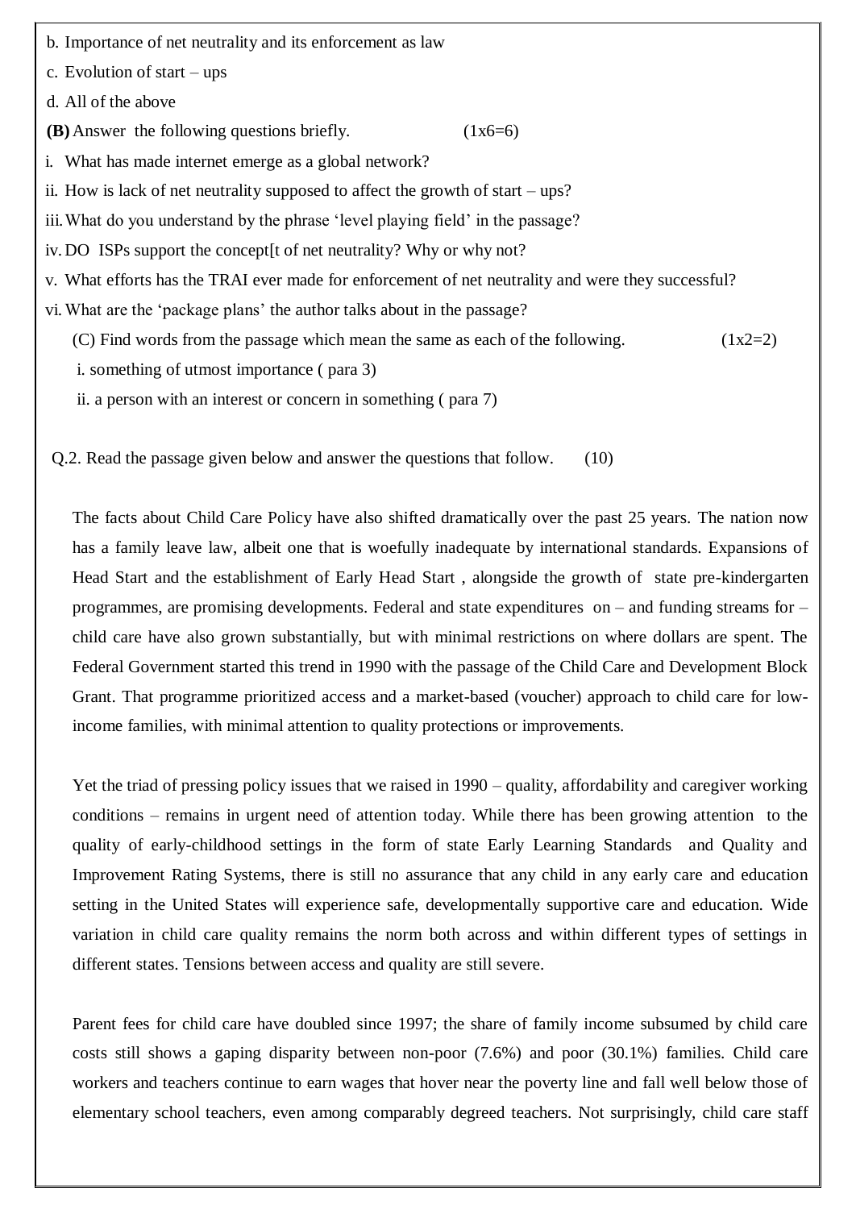b. Importance of net neutrality and its enforcement as law

c. Evolution of start – ups

d. All of the above

**(B)** Answer the following questions briefly. (1x6=6)

i. What has made internet emerge as a global network?

ii. How is lack of net neutrality supposed to affect the growth of start – ups?

iii. What do you understand by the phrase 'level playing field' in the passage?

iv. DO ISPs support the concept[t of net neutrality? Why or why not?

v. What efforts has the TRAI ever made for enforcement of net neutrality and were they successful?

vi. What are the 'package plans' the author talks about in the passage?

(C) Find words from the passage which mean the same as each of the following. (1x2=2)

i. something of utmost importance ( para 3)

ii. a person with an interest or concern in something ( para 7)

Q.2. Read the passage given below and answer the questions that follow. (10)

The facts about Child Care Policy have also shifted dramatically over the past 25 years. The nation now has a family leave law, albeit one that is woefully inadequate by international standards. Expansions of Head Start and the establishment of Early Head Start , alongside the growth of state pre-kindergarten programmes, are promising developments. Federal and state expenditures on – and funding streams for – child care have also grown substantially, but with minimal restrictions on where dollars are spent. The Federal Government started this trend in 1990 with the passage of the Child Care and Development Block Grant. That programme prioritized access and a market-based (voucher) approach to child care for low-income families, with minimal attention to quality protections or improvements.

Yet the triad of pressing policy issues that we raised in 1990 – quality, affordability and caregiver working conditions – remains in urgent need of attention today. While there has been growing attention to the quality of early-childhood settings in the form of state Early Learning Standards and Quality and Improvement Rating Systems, there is still no assurance that any child in any early care and education setting in the United States will experience safe, developmentally supportive care and education. Wide variation in child care quality remains the norm both across and within different types of settings in different states. Tensions between access and quality are still severe.

Parent fees for child care have doubled since 1997; the share of family income subsumed by child care costs still shows a gaping disparity between non-poor (7.6%) and poor (30.1%) families. Child care workers and teachers continue to earn wages that hover near the poverty line and fall well below those of elementary school teachers, even among comparably degreed teachers. Not surprisingly, child care staff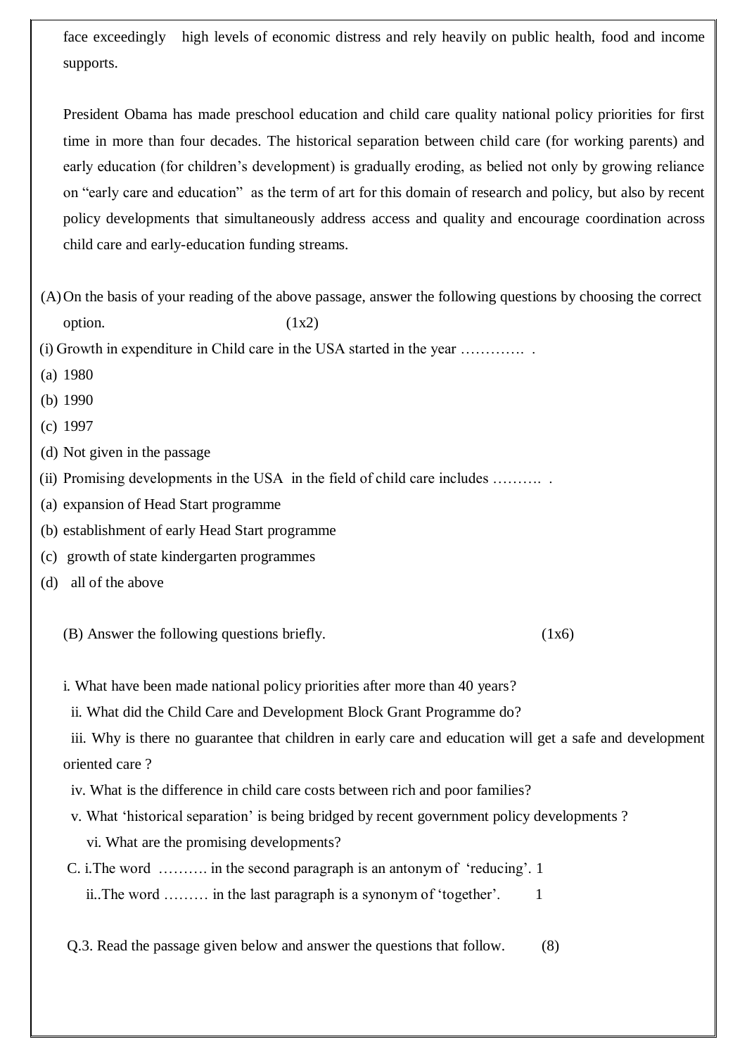face exceedingly high levels of economic distress and rely heavily on public health, food and income supports.

President Obama has made preschool education and child care quality national policy priorities for first time in more than four decades. The historical separation between child care (for working parents) and early education (for children's development) is gradually eroding, as belied not only by growing reliance on "early care and education" as the term of art for this domain of research and policy, but also by recent policy developments that simultaneously address access and quality and encourage coordination across child care and early-education funding streams.

(A) On the basis of your reading of the above passage, answer the following questions by choosing the correct option. (1x2)

(i) Growth in expenditure in Child care in the USA started in the year …………. .

(a) 1980

(b) 1990

(c) 1997

(d) Not given in the passage

(ii) Promising developments in the USA in the field of child care includes ………. .

(a) expansion of Head Start programme

(b) establishment of early Head Start programme

(c) growth of state kindergarten programmes

(d) all of the above

(B) Answer the following questions briefly. (1x6)

i. What have been made national policy priorities after more than 40 years?

ii. What did the Child Care and Development Block Grant Programme do?

iii. Why is there no guarantee that children in early care and education will get a safe and development oriented care ?

iv. What is the difference in child care costs between rich and poor families?

v. What 'historical separation' is being bridged by recent government policy developments ?

vi. What are the promising developments?

C. i.The word ………. in the second paragraph is an antonym of 'reducing'. 1

ii..The word ……… in the last paragraph is a synonym of 'together'. 1

Q.3. Read the passage given below and answer the questions that follow. (8)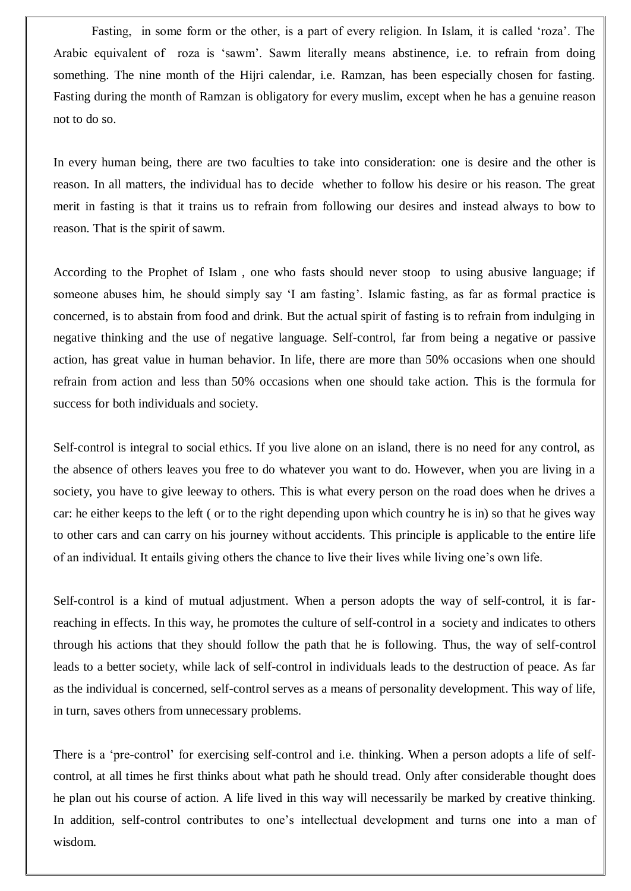Fasting, in some form or the other, is a part of every religion. In Islam, it is called 'roza'. The Arabic equivalent of roza is 'sawm'. Sawm literally means abstinence, i.e. to refrain from doing something. The nine month of the Hijri calendar, i.e. Ramzan, has been especially chosen for fasting. Fasting during the month of Ramzan is obligatory for every muslim, except when he has a genuine reason not to do so.

In every human being, there are two faculties to take into consideration: one is desire and the other is reason. In all matters, the individual has to decide whether to follow his desire or his reason. The great merit in fasting is that it trains us to refrain from following our desires and instead always to bow to reason. That is the spirit of sawm.

According to the Prophet of Islam , one who fasts should never stoop to using abusive language; if someone abuses him, he should simply say 'I am fasting'. Islamic fasting, as far as formal practice is concerned, is to abstain from food and drink. But the actual spirit of fasting is to refrain from indulging in negative thinking and the use of negative language. Self-control, far from being a negative or passive action, has great value in human behavior. In life, there are more than 50% occasions when one should refrain from action and less than 50% occasions when one should take action. This is the formula for success for both individuals and society.

Self-control is integral to social ethics. If you live alone on an island, there is no need for any control, as the absence of others leaves you free to do whatever you want to do. However, when you are living in a society, you have to give leeway to others. This is what every person on the road does when he drives a car: he either keeps to the left ( or to the right depending upon which country he is in) so that he gives way to other cars and can carry on his journey without accidents. This principle is applicable to the entire life of an individual. It entails giving others the chance to live their lives while living one's own life.

Self-control is a kind of mutual adjustment. When a person adopts the way of self-control, it is far-reaching in effects. In this way, he promotes the culture of self-control in a society and indicates to others through his actions that they should follow the path that he is following. Thus, the way of self-control leads to a better society, while lack of self-control in individuals leads to the destruction of peace. As far as the individual is concerned, self-control serves as a means of personality development. This way of life, in turn, saves others from unnecessary problems.

There is a 'pre-control' for exercising self-control and i.e. thinking. When a person adopts a life of self-control, at all times he first thinks about what path he should tread. Only after considerable thought does he plan out his course of action. A life lived in this way will necessarily be marked by creative thinking. In addition, self-control contributes to one's intellectual development and turns one into a man of wisdom.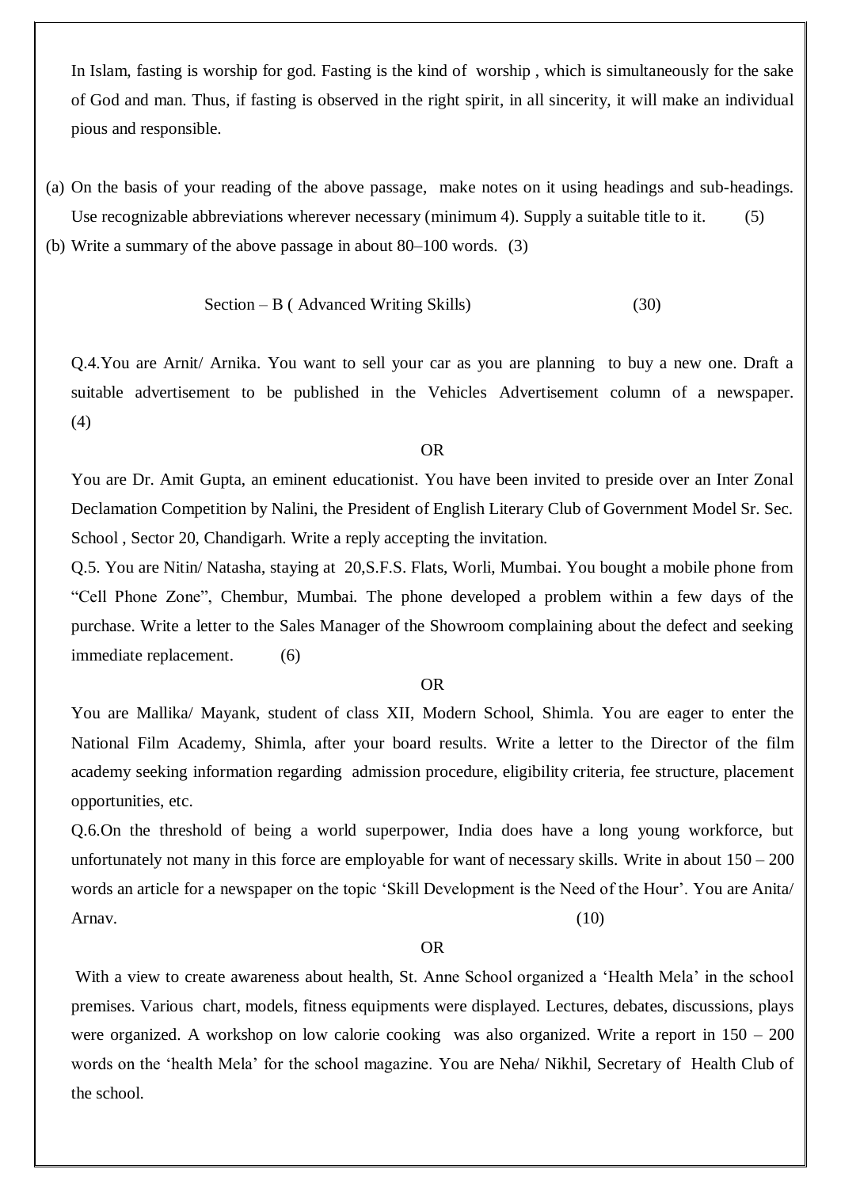In Islam, fasting is worship for god. Fasting is the kind of worship , which is simultaneously for the sake of God and man. Thus, if fasting is observed in the right spirit, in all sincerity, it will make an individual pious and responsible.

(a) On the basis of your reading of the above passage, make notes on it using headings and sub-headings. Use recognizable abbreviations wherever necessary (minimum 4). Supply a suitable title to it. (5)

(b) Write a summary of the above passage in about 80–100 words. (3)

## Section – B ( Advanced Writing Skills) (30)

Q.4.You are Arnit/ Arnika. You want to sell your car as you are planning to buy a new one. Draft a suitable advertisement to be published in the Vehicles Advertisement column of a newspaper. (4)

OR

You are Dr. Amit Gupta, an eminent educationist. You have been invited to preside over an Inter Zonal Declamation Competition by Nalini, the President of English Literary Club of Government Model Sr. Sec. School , Sector 20, Chandigarh. Write a reply accepting the invitation.

Q.5. You are Nitin/ Natasha, staying at 20,S.F.S. Flats, Worli, Mumbai. You bought a mobile phone from "Cell Phone Zone", Chembur, Mumbai. The phone developed a problem within a few days of the purchase. Write a letter to the Sales Manager of the Showroom complaining about the defect and seeking immediate replacement. (6)

OR

You are Mallika/ Mayank, student of class XII, Modern School, Shimla. You are eager to enter the National Film Academy, Shimla, after your board results. Write a letter to the Director of the film academy seeking information regarding admission procedure, eligibility criteria, fee structure, placement opportunities, etc.

Q.6.On the threshold of being a world superpower, India does have a long young workforce, but unfortunately not many in this force are employable for want of necessary skills. Write in about 150 – 200 words an article for a newspaper on the topic 'Skill Development is the Need of the Hour'. You are Anita/ Arnav. (10)

OR

With a view to create awareness about health, St. Anne School organized a 'Health Mela' in the school premises. Various chart, models, fitness equipments were displayed. Lectures, debates, discussions, plays were organized. A workshop on low calorie cooking was also organized. Write a report in 150 – 200 words on the 'health Mela' for the school magazine. You are Neha/ Nikhil, Secretary of Health Club of the school.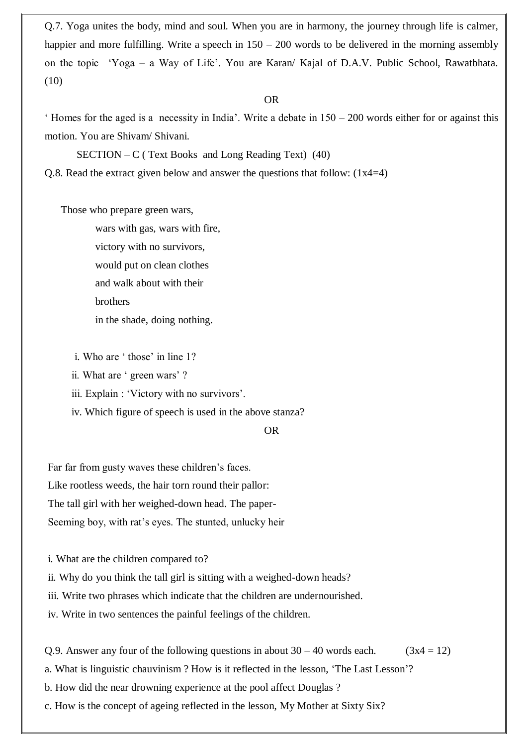Q.7. Yoga unites the body, mind and soul. When you are in harmony, the journey through life is calmer, happier and more fulfilling. Write a speech in 150 – 200 words to be delivered in the morning assembly on the topic 'Yoga – a Way of Life'. You are Karan/ Kajal of D.A.V. Public School, Rawatbhata. (10)

OR

' Homes for the aged is a necessity in India'. Write a debate in 150 – 200 words either for or against this motion. You are Shivam/ Shivani.

SECTION – C ( Text Books and Long Reading Text) (40)

Q.8. Read the extract given below and answer the questions that follow: (1x4=4)

Those who prepare green wars,
wars with gas, wars with fire,
victory with no survivors,
would put on clean clothes
and walk about with their
brothers
in the shade, doing nothing.

i. Who are ' those' in line 1?
ii. What are ' green wars' ?
iii. Explain : 'Victory with no survivors'.
iv. Which figure of speech is used in the above stanza?

OR

Far far from gusty waves these children's faces.
Like rootless weeds, the hair torn round their pallor:
The tall girl with her weighed-down head. The paper-
Seeming boy, with rat's eyes. The stunted, unlucky heir

i. What are the children compared to?
ii. Why do you think the tall girl is sitting with a weighed-down heads?
iii. Write two phrases which indicate that the children are undernourished.
iv. Write in two sentences the painful feelings of the children.

Q.9. Answer any four of the following questions in about 30 – 40 words each. (3x4 = 12)

a. What is linguistic chauvinism ? How is it reflected in the lesson, 'The Last Lesson'?
b. How did the near drowning experience at the pool affect Douglas ?
c. How is the concept of ageing reflected in the lesson, My Mother at Sixty Six?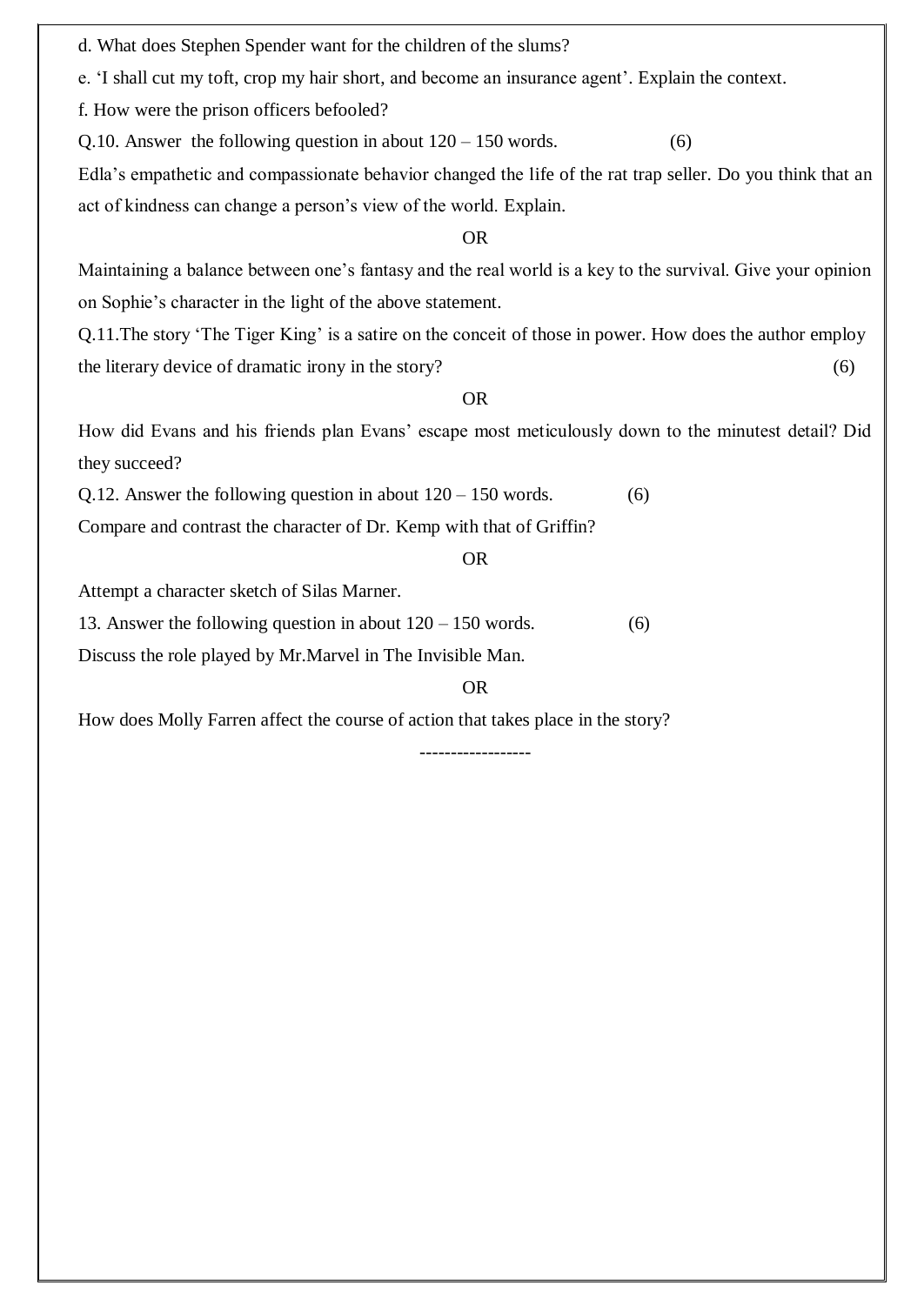d. What does Stephen Spender want for the children of the slums?

e. 'I shall cut my toft, crop my hair short, and become an insurance agent'. Explain the context.

f. How were the prison officers befooled?

Q.10. Answer the following question in about 120 – 150 words. (6)

Edla's empathetic and compassionate behavior changed the life of the rat trap seller. Do you think that an act of kindness can change a person's view of the world. Explain.

OR

Maintaining a balance between one's fantasy and the real world is a key to the survival. Give your opinion on Sophie's character in the light of the above statement.

Q.11.The story 'The Tiger King' is a satire on the conceit of those in power. How does the author employ the literary device of dramatic irony in the story? (6)

OR

How did Evans and his friends plan Evans' escape most meticulously down to the minutest detail? Did they succeed?

Q.12. Answer the following question in about 120 – 150 words. (6)

Compare and contrast the character of Dr. Kemp with that of Griffin?

OR

Attempt a character sketch of Silas Marner.

13. Answer the following question in about 120 – 150 words. (6)

Discuss the role played by Mr.Marvel in The Invisible Man.

OR

How does Molly Farren affect the course of action that takes place in the story?

-----------------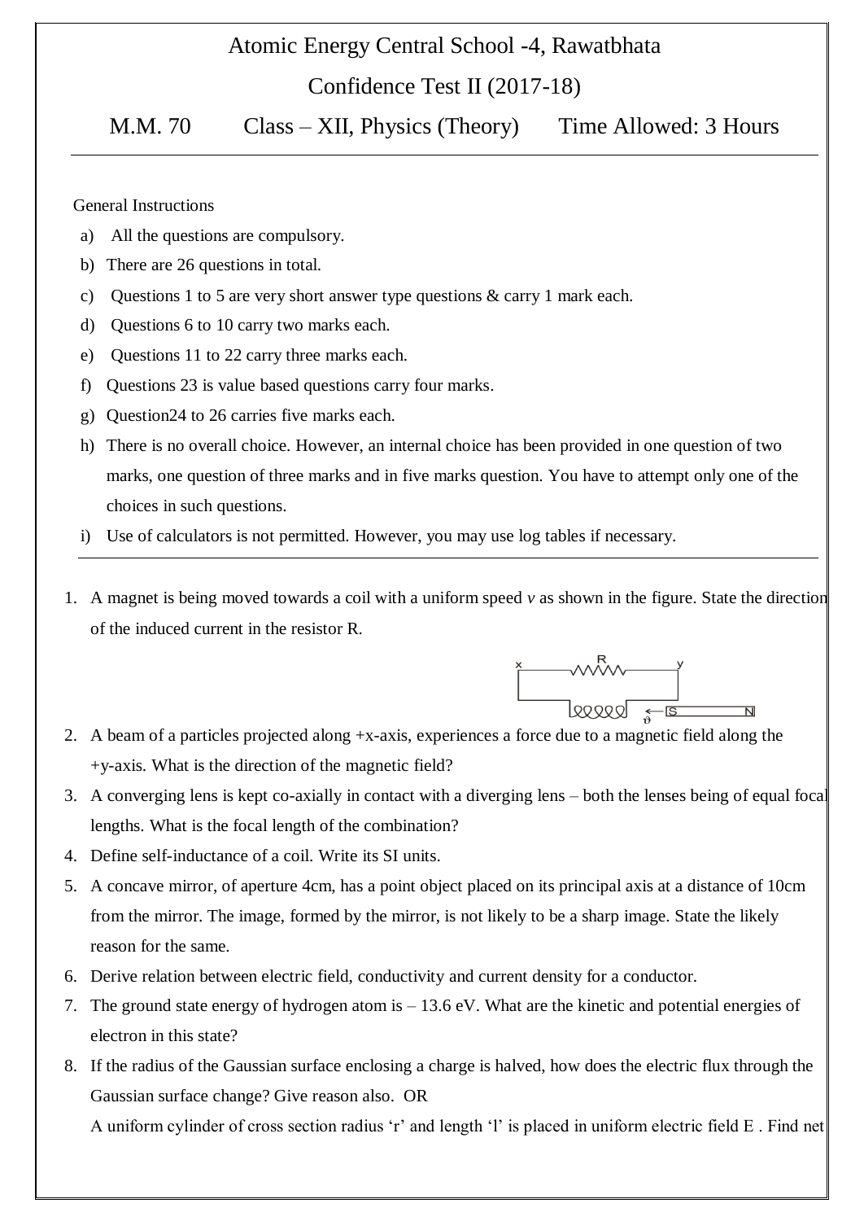# Atomic Energy Central School -4, Rawatbhata

## Confidence Test II (2017-18)

**M.M. 70 Class – XII, Physics (Theory) Time Allowed: 3 Hours**

---

General Instructions

a) All the questions are compulsory.

b) There are 26 questions in total.

c) Questions 1 to 5 are very short answer type questions & carry 1 mark each.

d) Questions 6 to 10 carry two marks each.

e) Questions 11 to 22 carry three marks each.

f) Questions 23 is value based questions carry four marks.

g) Question24 to 26 carries five marks each.

h) There is no overall choice. However, an internal choice has been provided in one question of two marks, one question of three marks and in five marks question. You have to attempt only one of the choices in such questions.

i) Use of calculators is not permitted. However, you may use log tables if necessary.

---

1. A magnet is being moved towards a coil with a uniform speed *v* as shown in the figure. State the direction of the induced current in the resistor R.

2. A beam of a particles projected along +x-axis, experiences a force due to a magnetic field along the +y-axis. What is the direction of the magnetic field?

3. A converging lens is kept co-axially in contact with a diverging lens – both the lenses being of equal focal lengths. What is the focal length of the combination?

4. Define self-inductance of a coil. Write its SI units.

5. A concave mirror, of aperture 4cm, has a point object placed on its principal axis at a distance of 10cm from the mirror. The image, formed by the mirror, is not likely to be a sharp image. State the likely reason for the same.

6. Derive relation between electric field, conductivity and current density for a conductor.

7. The ground state energy of hydrogen atom is – 13.6 eV. What are the kinetic and potential energies of electron in this state?

8. If the radius of the Gaussian surface enclosing a charge is halved, how does the electric flux through the Gaussian surface change? Give reason also. OR

   A uniform cylinder of cross section radius 'r' and length 'l' is placed in uniform electric field E . Find net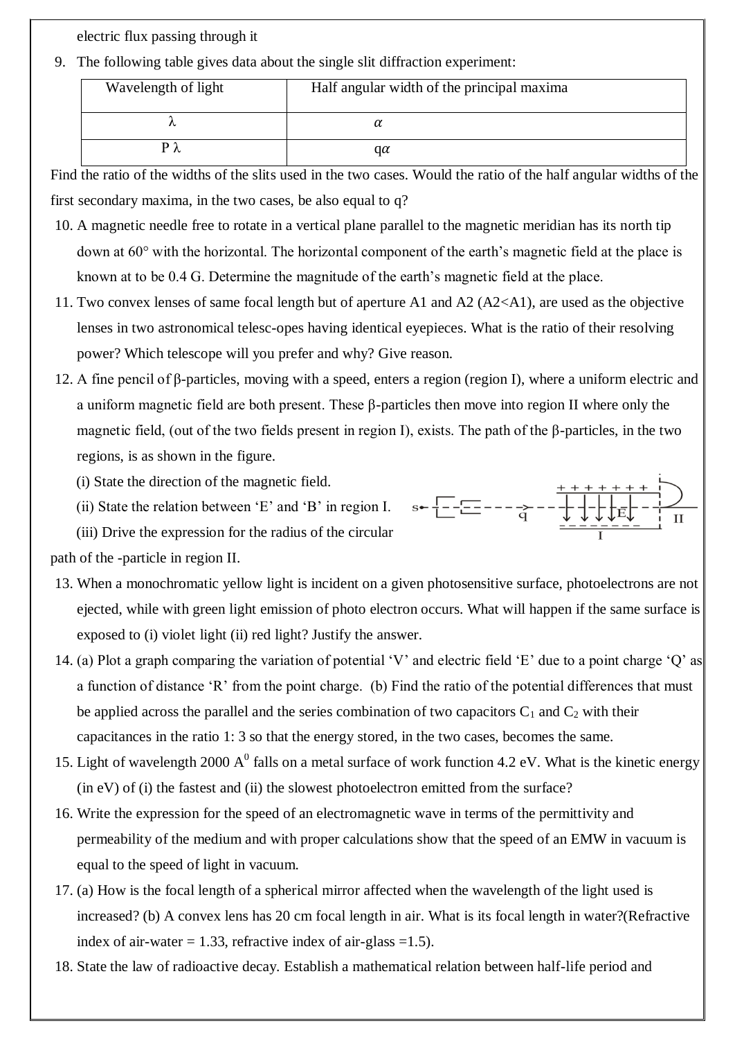electric flux passing through it

9. The following table gives data about the single slit diffraction experiment:

| Wavelength of light | Half angular width of the principal maxima |
|---|---|
| $\lambda$ | $\alpha$ |
| P $\lambda$ | q$\alpha$ |

Find the ratio of the widths of the slits used in the two cases. Would the ratio of the half angular widths of the first secondary maxima, in the two cases, be also equal to q?

10. A magnetic needle free to rotate in a vertical plane parallel to the magnetic meridian has its north tip down at 60° with the horizontal. The horizontal component of the earth's magnetic field at the place is known at to be 0.4 G. Determine the magnitude of the earth's magnetic field at the place.

11. Two convex lenses of same focal length but of aperture A1 and A2 (A2<A1), are used as the objective lenses in two astronomical telesc-opes having identical eyepieces. What is the ratio of their resolving power? Which telescope will you prefer and why? Give reason.

12. A fine pencil of β-particles, moving with a speed, enters a region (region I), where a uniform electric and a uniform magnetic field are both present. These β-particles then move into region II where only the magnetic field, (out of the two fields present in region I), exists. The path of the β-particles, in the two regions, is as shown in the figure.

    (i) State the direction of the magnetic field.

    (ii) State the relation between 'E' and 'B' in region I.

    (iii) Drive the expression for the radius of the circular path of the -particle in region II.

13. When a monochromatic yellow light is incident on a given photosensitive surface, photoelectrons are not ejected, while with green light emission of photo electron occurs. What will happen if the same surface is exposed to (i) violet light (ii) red light? Justify the answer.

14. (a) Plot a graph comparing the variation of potential 'V' and electric field 'E' due to a point charge 'Q' as a function of distance 'R' from the point charge. (b) Find the ratio of the potential differences that must be applied across the parallel and the series combination of two capacitors $C_1$ and $C_2$ with their capacitances in the ratio 1: 3 so that the energy stored, in the two cases, becomes the same.

15. Light of wavelength 2000 $A^0$ falls on a metal surface of work function 4.2 eV. What is the kinetic energy (in eV) of (i) the fastest and (ii) the slowest photoelectron emitted from the surface?

16. Write the expression for the speed of an electromagnetic wave in terms of the permittivity and permeability of the medium and with proper calculations show that the speed of an EMW in vacuum is equal to the speed of light in vacuum.

17. (a) How is the focal length of a spherical mirror affected when the wavelength of the light used is increased? (b) A convex lens has 20 cm focal length in air. What is its focal length in water?(Refractive index of air-water = 1.33, refractive index of air-glass =1.5).

18. State the law of radioactive decay. Establish a mathematical relation between half-life period and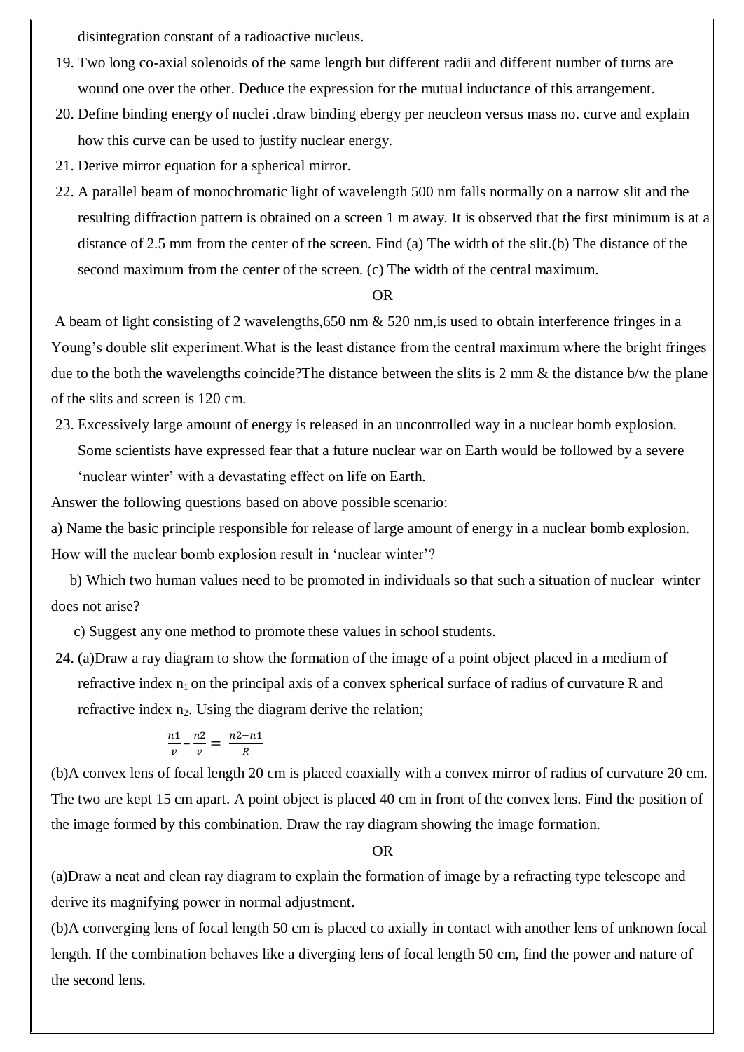disintegration constant of a radioactive nucleus.

19. Two long co-axial solenoids of the same length but different radii and different number of turns are wound one over the other. Deduce the expression for the mutual inductance of this arrangement.
20. Define binding energy of nuclei .draw binding ebergy per neucleon versus mass no. curve and explain how this curve can be used to justify nuclear energy.
21. Derive mirror equation for a spherical mirror.
22. A parallel beam of monochromatic light of wavelength 500 nm falls normally on a narrow slit and the resulting diffraction pattern is obtained on a screen 1 m away. It is observed that the first minimum is at a distance of 2.5 mm from the center of the screen. Find (a) The width of the slit.(b) The distance of the second maximum from the center of the screen. (c) The width of the central maximum.

OR

A beam of light consisting of 2 wavelengths,650 nm & 520 nm,is used to obtain interference fringes in a Young's double slit experiment.What is the least distance from the central maximum where the bright fringes due to the both the wavelengths coincide?The distance between the slits is 2 mm & the distance b/w the plane of the slits and screen is 120 cm.

23. Excessively large amount of energy is released in an uncontrolled way in a nuclear bomb explosion. Some scientists have expressed fear that a future nuclear war on Earth would be followed by a severe 'nuclear winter' with a devastating effect on life on Earth.

Answer the following questions based on above possible scenario:

a) Name the basic principle responsible for release of large amount of energy in a nuclear bomb explosion. How will the nuclear bomb explosion result in 'nuclear winter'?

b) Which two human values need to be promoted in individuals so that such a situation of nuclear winter does not arise?

c) Suggest any one method to promote these values in school students.

24. (a)Draw a ray diagram to show the formation of the image of a point object placed in a medium of refractive index $n_1$ on the principal axis of a convex spherical surface of radius of curvature R and refractive index $n_2$. Using the diagram derive the relation;

$$\frac{n1}{v} - \frac{n2}{v} = \frac{n2 - n1}{R}$$

(b)A convex lens of focal length 20 cm is placed coaxially with a convex mirror of radius of curvature 20 cm. The two are kept 15 cm apart. A point object is placed 40 cm in front of the convex lens. Find the position of the image formed by this combination. Draw the ray diagram showing the image formation.

OR

(a)Draw a neat and clean ray diagram to explain the formation of image by a refracting type telescope and derive its magnifying power in normal adjustment.

(b)A converging lens of focal length 50 cm is placed co axially in contact with another lens of unknown focal length. If the combination behaves like a diverging lens of focal length 50 cm, find the power and nature of the second lens.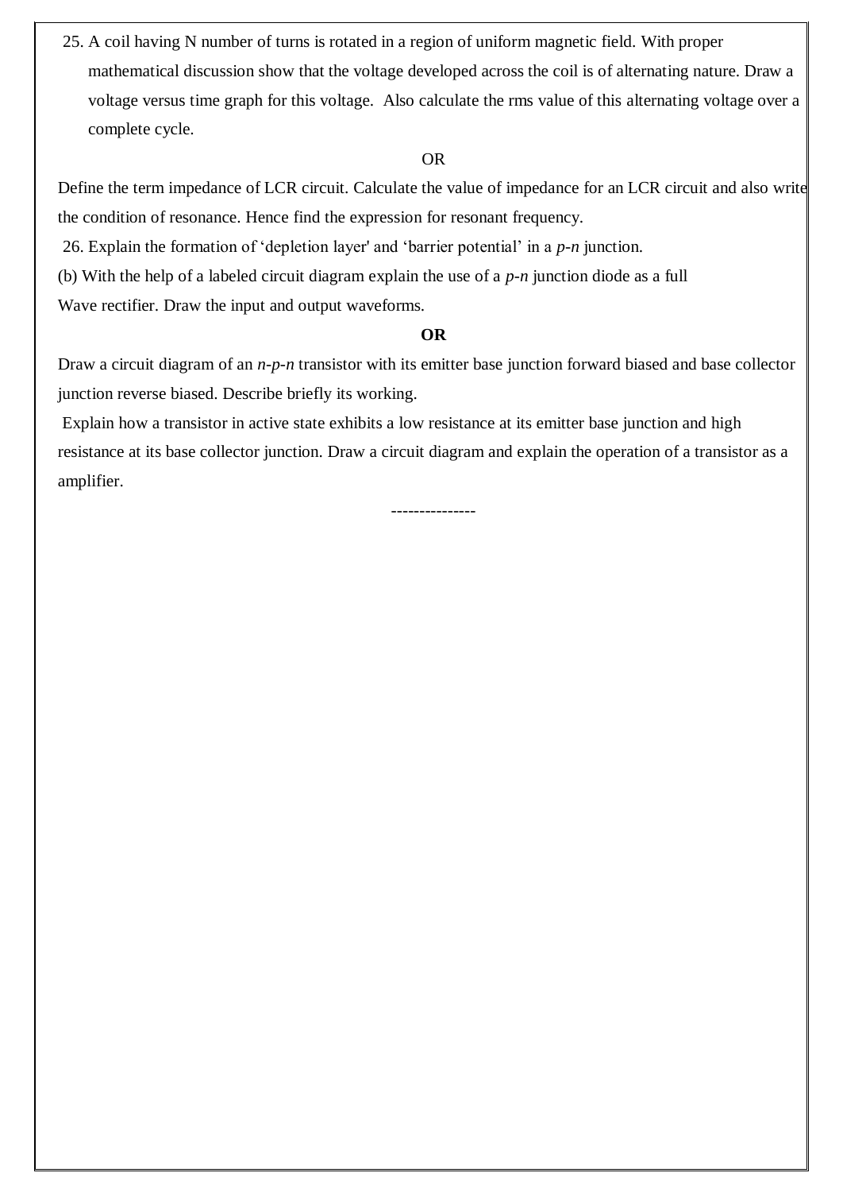25. A coil having N number of turns is rotated in a region of uniform magnetic field. With proper mathematical discussion show that the voltage developed across the coil is of alternating nature. Draw a voltage versus time graph for this voltage. Also calculate the rms value of this alternating voltage over a complete cycle.

OR

Define the term impedance of LCR circuit. Calculate the value of impedance for an LCR circuit and also write the condition of resonance. Hence find the expression for resonant frequency.

26. Explain the formation of 'depletion layer' and 'barrier potential' in a *p-n* junction.

(b) With the help of a labeled circuit diagram explain the use of a *p-n* junction diode as a full Wave rectifier. Draw the input and output waveforms.

**OR**

Draw a circuit diagram of an *n-p-n* transistor with its emitter base junction forward biased and base collector junction reverse biased. Describe briefly its working.

Explain how a transistor in active state exhibits a low resistance at its emitter base junction and high resistance at its base collector junction. Draw a circuit diagram and explain the operation of a transistor as a amplifier.

---------------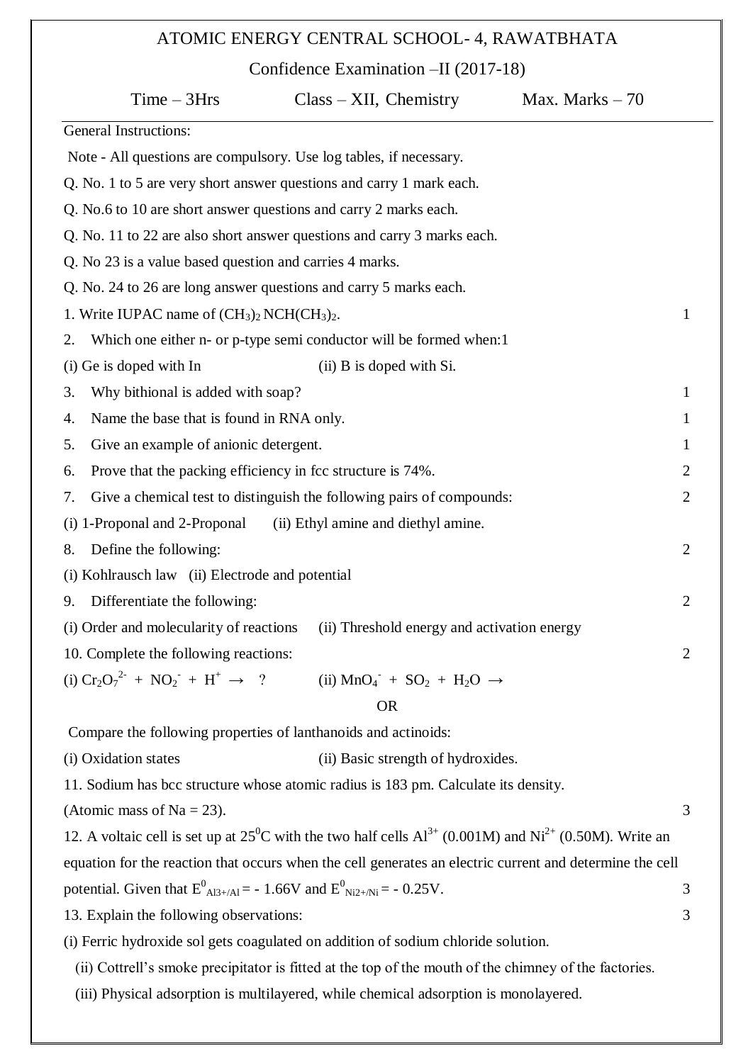ATOMIC ENERGY CENTRAL SCHOOL- 4, RAWATBHATA

Confidence Examination –II (2017-18)

Time – 3Hrs | Class – XII, Chemistry | Max. Marks – 70

General Instructions:

Note - All questions are compulsory. Use log tables, if necessary.

Q. No. 1 to 5 are very short answer questions and carry 1 mark each.

Q. No.6 to 10 are short answer questions and carry 2 marks each.

Q. No. 11 to 22 are also short answer questions and carry 3 marks each.

Q. No 23 is a value based question and carries 4 marks.

Q. No. 24 to 26 are long answer questions and carry 5 marks each.

1. Write IUPAC name of $(CH_3)_2\,NCH(CH_3)_2$. 1

2. Which one either n- or p-type semi conductor will be formed when:1

(i) Ge is doped with In (ii) B is doped with Si.

3. Why bithional is added with soap? 1

4. Name the base that is found in RNA only. 1

5. Give an example of anionic detergent. 1

6. Prove that the packing efficiency in fcc structure is 74%. 2

7. Give a chemical test to distinguish the following pairs of compounds: 2

(i) 1-Proponal and 2-Proponal (ii) Ethyl amine and diethyl amine.

8. Define the following: 2

(i) Kohlrausch law (ii) Electrode and potential

9. Differentiate the following: 2

(i) Order and molecularity of reactions (ii) Threshold energy and activation energy

10. Complete the following reactions: 2

(i) $Cr_2O_7^{2-} + NO_2^- + H^+ \rightarrow$ ? (ii) $MnO_4^- + SO_2 + H_2O \rightarrow$

OR

Compare the following properties of lanthanoids and actinoids:

(i) Oxidation states (ii) Basic strength of hydroxides.

11. Sodium has bcc structure whose atomic radius is 183 pm. Calculate its density.

(Atomic mass of Na = 23). 3

12. A voltaic cell is set up at $25^0$C with the two half cells $Al^{3+}$ (0.001M) and $Ni^{2+}$ (0.50M). Write an equation for the reaction that occurs when the cell generates an electric current and determine the cell potential. Given that $E^0_{Al3+/Al} = -1.66V$ and $E^0_{Ni2+/Ni} = -0.25V$. 3

13. Explain the following observations: 3

(i) Ferric hydroxide sol gets coagulated on addition of sodium chloride solution.

(ii) Cottrell's smoke precipitator is fitted at the top of the mouth of the chimney of the factories.

(iii) Physical adsorption is multilayered, while chemical adsorption is monolayered.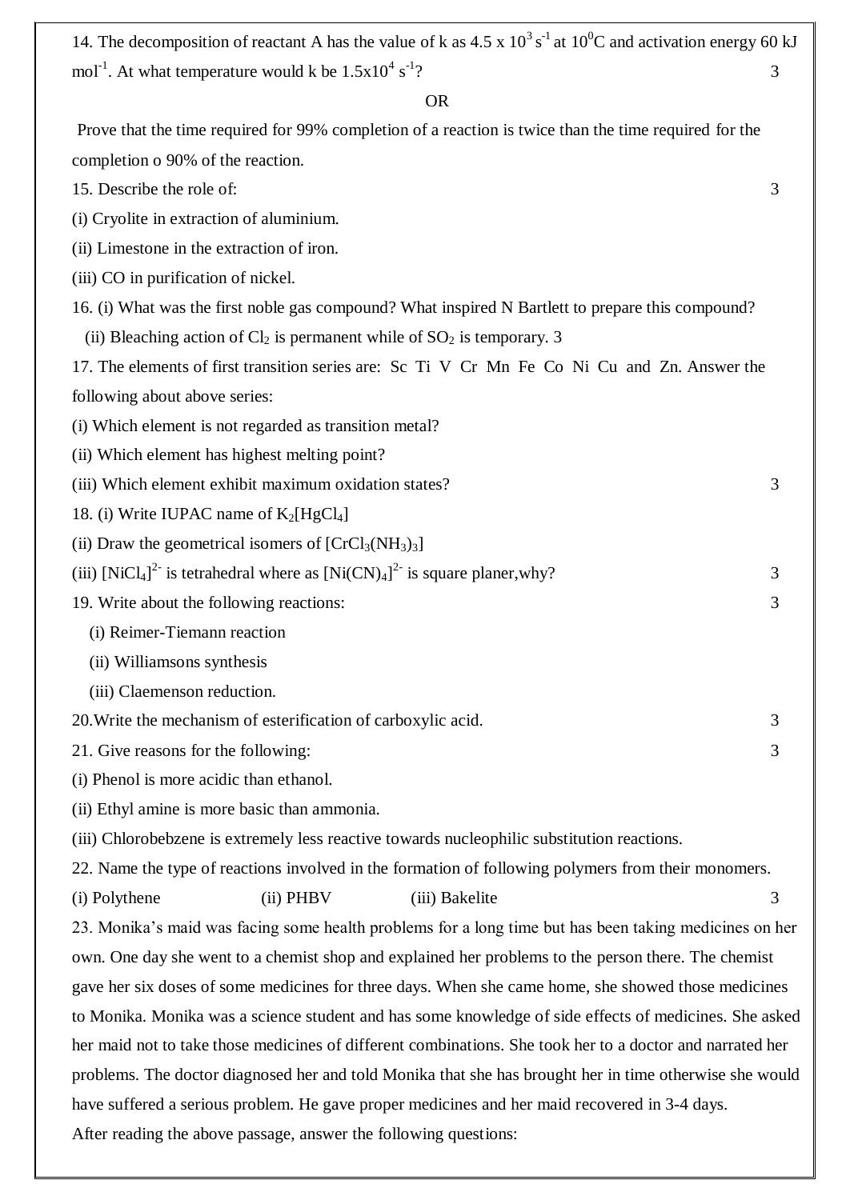14. The decomposition of reactant A has the value of k as $4.5 \times 10^3\ s^{-1}$ at $10^0C$ and activation energy 60 kJ $mol^{-1}$. At what temperature would k be $1.5 \times 10^4\ s^{-1}$? 3

OR

Prove that the time required for 99% completion of a reaction is twice than the time required for the completion o 90% of the reaction.

15. Describe the role of: 3

(i) Cryolite in extraction of aluminium.

(ii) Limestone in the extraction of iron.

(iii) CO in purification of nickel.

16. (i) What was the first noble gas compound? What inspired N Bartlett to prepare this compound?

(ii) Bleaching action of $Cl_2$ is permanent while of $SO_2$ is temporary. 3

17. The elements of first transition series are: Sc Ti V Cr Mn Fe Co Ni Cu and Zn. Answer the following about above series:

(i) Which element is not regarded as transition metal?

(ii) Which element has highest melting point?

(iii) Which element exhibit maximum oxidation states? 3

18. (i) Write IUPAC name of $K_2[HgCl_4]$

(ii) Draw the geometrical isomers of $[CrCl_3(NH_3)_3]$

(iii) $[NiCl_4]^{2-}$ is tetrahedral where as $[Ni(CN)_4]^{2-}$ is square planer,why? 3

19. Write about the following reactions: 3

(i) Reimer-Tiemann reaction

(ii) Williamsons synthesis

(iii) Claemenson reduction.

20.Write the mechanism of esterification of carboxylic acid. 3

21. Give reasons for the following: 3

(i) Phenol is more acidic than ethanol.

(ii) Ethyl amine is more basic than ammonia.

(iii) Chlorobebzene is extremely less reactive towards nucleophilic substitution reactions.

22. Name the type of reactions involved in the formation of following polymers from their monomers.

(i) Polythene (ii) PHBV (iii) Bakelite 3

23. Monika's maid was facing some health problems for a long time but has been taking medicines on her own. One day she went to a chemist shop and explained her problems to the person there. The chemist gave her six doses of some medicines for three days. When she came home, she showed those medicines to Monika. Monika was a science student and has some knowledge of side effects of medicines. She asked her maid not to take those medicines of different combinations. She took her to a doctor and narrated her problems. The doctor diagnosed her and told Monika that she has brought her in time otherwise she would have suffered a serious problem. He gave proper medicines and her maid recovered in 3-4 days.

After reading the above passage, answer the following questions: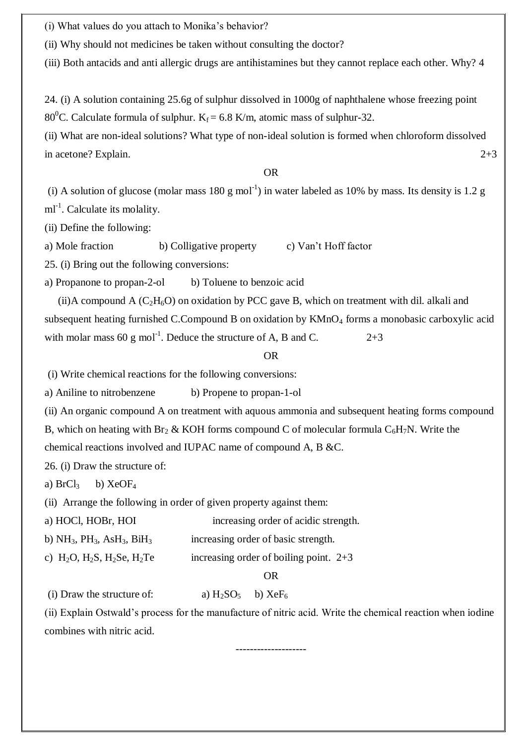(i) What values do you attach to Monika's behavior?

(ii) Why should not medicines be taken without consulting the doctor?

(iii) Both antacids and anti allergic drugs are antihistamines but they cannot replace each other. Why? 4

24. (i) A solution containing 25.6g of sulphur dissolved in 1000g of naphthalene whose freezing point $80^0$C. Calculate formula of sulphur. $K_f$ = 6.8 K/m, atomic mass of sulphur-32.

(ii) What are non-ideal solutions? What type of non-ideal solution is formed when chloroform dissolved in acetone? Explain. 2+3

OR

(i) A solution of glucose (molar mass 180 g $mol^{-1}$) in water labeled as 10% by mass. Its density is 1.2 g $ml^{-1}$. Calculate its molality.

(ii) Define the following:

a) Mole fraction  b) Colligative property  c) Van't Hoff factor

25. (i) Bring out the following conversions:

a) Propanone to propan-2-ol  b) Toluene to benzoic acid

(ii)A compound A ($C_2H_6O$) on oxidation by PCC gave B, which on treatment with dil. alkali and subsequent heating furnished C.Compound B on oxidation by $KMnO_4$ forms a monobasic carboxylic acid with molar mass 60 g $mol^{-1}$. Deduce the structure of A, B and C. 2+3

OR

(i) Write chemical reactions for the following conversions:

a) Aniline to nitrobenzene  b) Propene to propan-1-ol

(ii) An organic compound A on treatment with aquous ammonia and subsequent heating forms compound B, which on heating with $Br_2$ & KOH forms compound C of molecular formula $C_6H_7N$. Write the chemical reactions involved and IUPAC name of compound A, B &C.

26. (i) Draw the structure of:

a) $BrCl_3$  b) $XeOF_4$

(ii) Arrange the following in order of given property against them:

a) HOCl, HOBr, HOI  increasing order of acidic strength.

b) $NH_3$, $PH_3$, $AsH_3$, $BiH_3$  increasing order of basic strength.

c) $H_2O$, $H_2S$, $H_2Se$, $H_2Te$  increasing order of boiling point. 2+3

OR

(i) Draw the structure of:  a) $H_2SO_5$  b) $XeF_6$

(ii) Explain Ostwald's process for the manufacture of nitric acid. Write the chemical reaction when iodine combines with nitric acid.

--------------------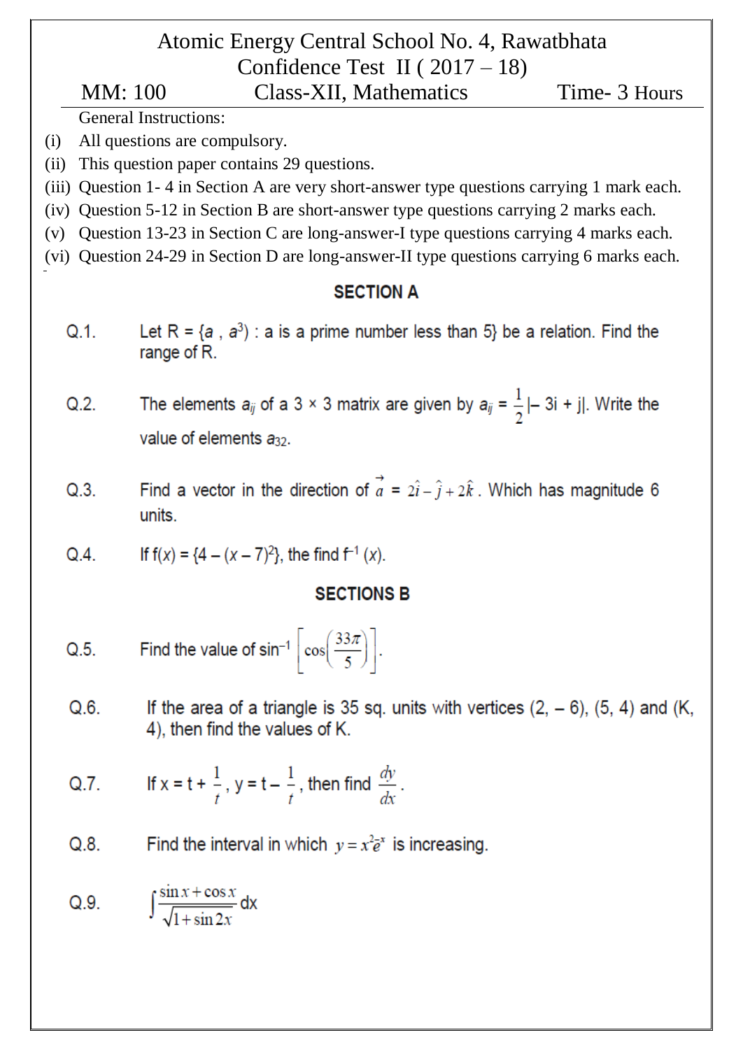# Atomic Energy Central School No. 4, Rawatbhata
## Confidence Test II ( 2017 – 18)

MM: 100 | Class-XII, Mathematics | Time- 3 Hours

General Instructions:

(i) All questions are compulsory.

(ii) This question paper contains 29 questions.

(iii) Question 1- 4 in Section A are very short-answer type questions carrying 1 mark each.

(iv) Question 5-12 in Section B are short-answer type questions carrying 2 marks each.

(v) Question 13-23 in Section C are long-answer-I type questions carrying 4 marks each.

(vi) Question 24-29 in Section D are long-answer-II type questions carrying 6 marks each.

## SECTION A

Q.1. Let R = {$a$ , $a^3$) : a is a prime number less than 5} be a relation. Find the range of R.

Q.2. The elements $a_{ij}$ of a 3 × 3 matrix are given by $a_{ij} = \frac{1}{2}|-3i + j|$. Write the value of elements $a_{32}$.

Q.3. Find a vector in the direction of $\vec{a} = 2\hat{i} - \hat{j} + 2\hat{k}$. Which has magnitude 6 units.

Q.4. If f($x$) = {4 – ($x$ – 7)$^2$}, the find $f^{-1}$ ($x$).

## SECTIONS B

Q.5. Find the value of $\sin^{-1}\left[\cos\left(\frac{33\pi}{5}\right)\right]$.

Q.6. If the area of a triangle is 35 sq. units with vertices (2, – 6), (5, 4) and (K, 4), then find the values of K.

Q.7. If x = t + $\frac{1}{t}$, y = t – $\frac{1}{t}$, then find $\frac{dy}{dx}$.

Q.8. Find the interval in which $y = x^2 e^{-x}$ is increasing.

Q.9. $\int \frac{\sin x + \cos x}{\sqrt{1+\sin 2x}}$ dx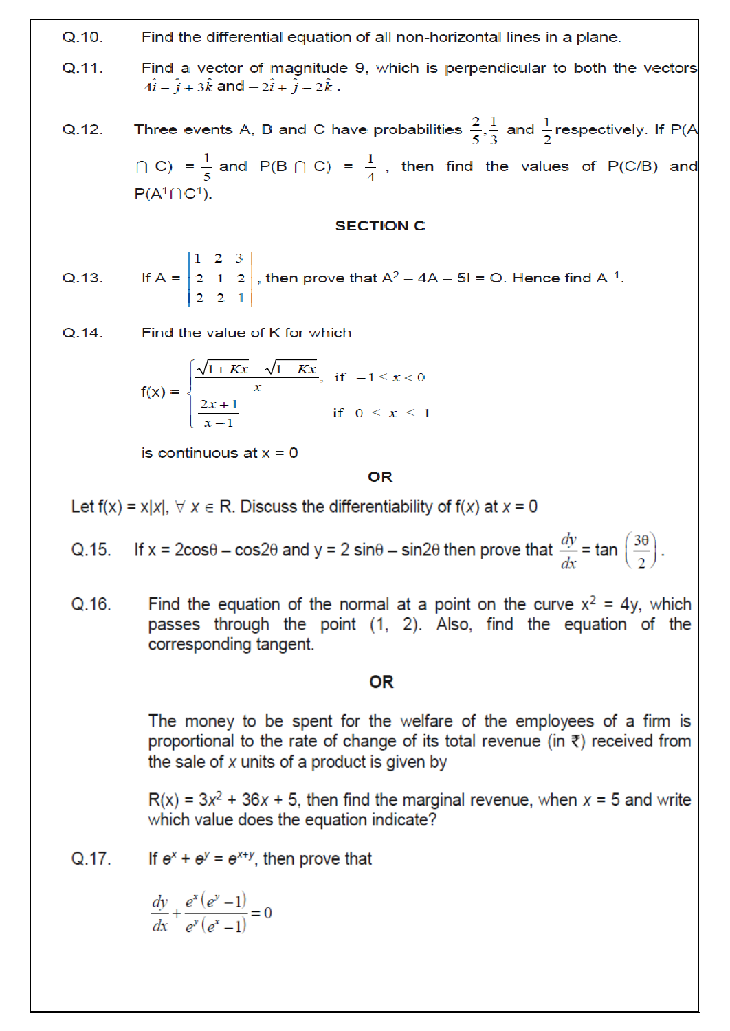Q.10. Find the differential equation of all non-horizontal lines in a plane.

Q.11. Find a vector of magnitude 9, which is perpendicular to both the vectors $4\hat{i} - \hat{j} + 3\hat{k}$ and $-2\hat{i} + \hat{j} - 2\hat{k}$.

Q.12. Three events A, B and C have probabilities $\frac{2}{5}, \frac{1}{3}$ and $\frac{1}{2}$ respectively. If $P(A \cap C) = \frac{1}{5}$ and $P(B \cap C) = \frac{1}{4}$, then find the values of $P(C/B)$ and $P(A^1 \cap C^1)$.

## SECTION C

Q.13. If $A = \begin{bmatrix} 1 & 2 & 3 \\ 2 & 1 & 2 \\ 2 & 2 & 1 \end{bmatrix}$, then prove that $A^2 - 4A - 5I = O$. Hence find $A^{-1}$.

Q.14. Find the value of K for which

$$f(x) = \begin{cases} \dfrac{\sqrt{1+Kx} - \sqrt{1-Kx}}{x}, & \text{if } -1 \le x < 0 \\ \dfrac{2x+1}{x-1} & \text{if } 0 \le x \le 1 \end{cases}$$

is continuous at $x = 0$

**OR**

Let $f(x) = x|x|, \forall x \in R$. Discuss the differentiability of $f(x)$ at $x = 0$

Q.15. If $x = 2\cos\theta - \cos 2\theta$ and $y = 2\sin\theta - \sin 2\theta$ then prove that $\frac{dy}{dx} = \tan\left(\frac{3\theta}{2}\right)$.

Q.16. Find the equation of the normal at a point on the curve $x^2 = 4y$, which passes through the point (1, 2). Also, find the equation of the corresponding tangent.

**OR**

The money to be spent for the welfare of the employees of a firm is proportional to the rate of change of its total revenue (in ₹) received from the sale of $x$ units of a product is given by

$R(x) = 3x^2 + 36x + 5$, then find the marginal revenue, when $x = 5$ and write which value does the equation indicate?

Q.17. If $e^x + e^y = e^{x+y}$, then prove that

$$\frac{dy}{dx} + \frac{e^x(e^y - 1)}{e^y(e^x - 1)} = 0$$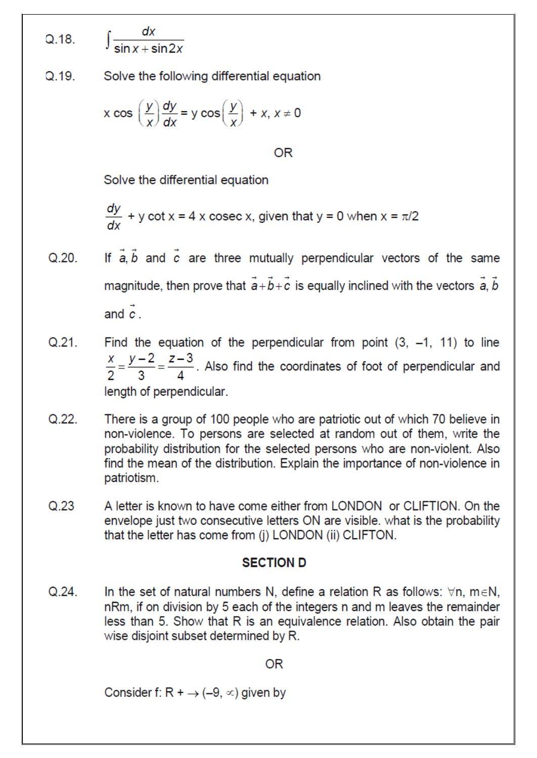Q.18. $\int \frac{dx}{\sin x + \sin 2x}$

Q.19. Solve the following differential equation

$$x \cos\left(\frac{y}{x}\right)\frac{dy}{dx} = y \cos\left(\frac{y}{x}\right) + x,\ x \neq 0$$

OR

Solve the differential equation

$$\frac{dy}{dx} + y \cot x = 4 x \operatorname{cosec} x, \text{ given that } y = 0 \text{ when } x = \pi/2$$

Q.20. If $\vec{a}, \vec{b}$ and $\vec{c}$ are three mutually perpendicular vectors of the same magnitude, then prove that $\vec{a}+\vec{b}+\vec{c}$ is equally inclined with the vectors $\vec{a}, \vec{b}$ and $\vec{c}$.

Q.21. Find the equation of the perpendicular from point (3, –1, 11) to line $\frac{x}{2} = \frac{y-2}{3} = \frac{z-3}{4}$. Also find the coordinates of foot of perpendicular and length of perpendicular.

Q.22. There is a group of 100 people who are patriotic out of which 70 believe in non-violence. To persons are selected at random out of them, write the probability distribution for the selected persons who are non-violent. Also find the mean of the distribution. Explain the importance of non-violence in patriotism.

Q.23 A letter is known to have come either from LONDON or CLIFTION. On the envelope just two consecutive letters ON are visible. what is the probability that the letter has come from (j) LONDON (ii) CLIFTON.

## SECTION D

Q.24. In the set of natural numbers N, define a relation R as follows: $\forall$n, m$\in$N, nRm, if on division by 5 each of the integers n and m leaves the remainder less than 5. Show that R is an equivalence relation. Also obtain the pair wise disjoint subset determined by R.

OR

Consider f: R + $\rightarrow$ (–9, $\infty$) given by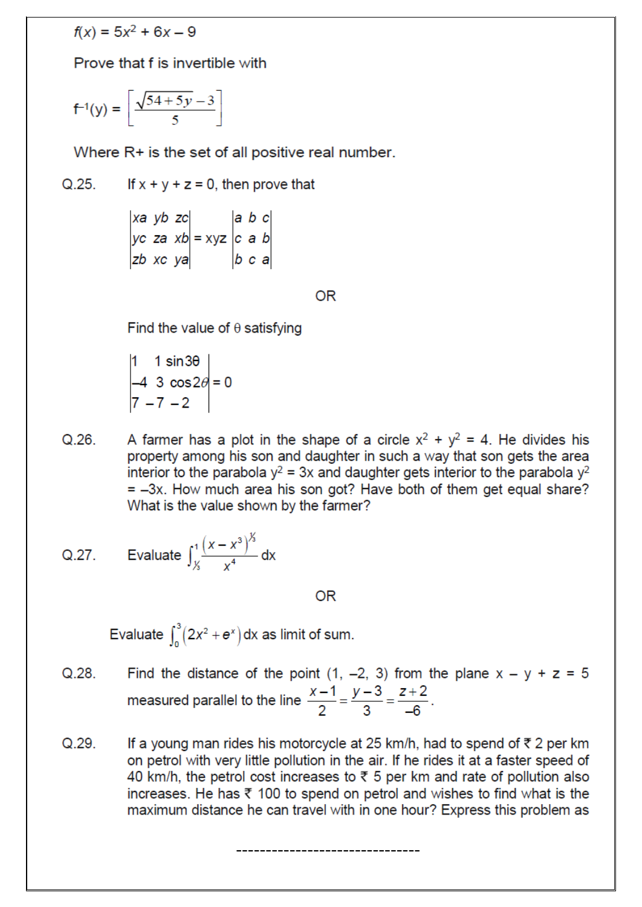$f(x) = 5x^2 + 6x - 9$

Prove that f is invertible with

$$f^{-1}(y) = \left[\frac{\sqrt{54+5y}-3}{5}\right]$$

Where R+ is the set of all positive real number.

Q.25. If x + y + z = 0, then prove that

$$\begin{vmatrix} xa & yb & zc \\ yc & za & xb \\ zb & xc & ya \end{vmatrix} = xyz \begin{vmatrix} a & b & c \\ c & a & b \\ b & c & a \end{vmatrix}$$

OR

Find the value of θ satisfying

$$\begin{vmatrix} 1 & 1 & \sin 3\theta \\ -4 & 3 & \cos 2\theta \\ 7 & -7 & -2 \end{vmatrix} = 0$$

Q.26. A farmer has a plot in the shape of a circle $x^2 + y^2 = 4$. He divides his property among his son and daughter in such a way that son gets the area interior to the parabola $y^2 = 3x$ and daughter gets interior to the parabola $y^2 = -3x$. How much area his son got? Have both of them get equal share? What is the value shown by the farmer?

Q.27. Evaluate $\int_{1/3}^{1} \frac{(x - x^3)^{1/3}}{x^4} dx$

OR

Evaluate $\int_0^3 (2x^2 + e^x)\, dx$ as limit of sum.

Q.28. Find the distance of the point (1, –2, 3) from the plane x – y + z = 5 measured parallel to the line $\frac{x-1}{2} = \frac{y-3}{3} = \frac{z+2}{-6}$.

Q.29. If a young man rides his motorcycle at 25 km/h, had to spend of ₹ 2 per km on petrol with very little pollution in the air. If he rides it at a faster speed of 40 km/h, the petrol cost increases to ₹ 5 per km and rate of pollution also increases. He has ₹ 100 to spend on petrol and wishes to find what is the maximum distance he can travel with in one hour? Express this problem as

--------------------------------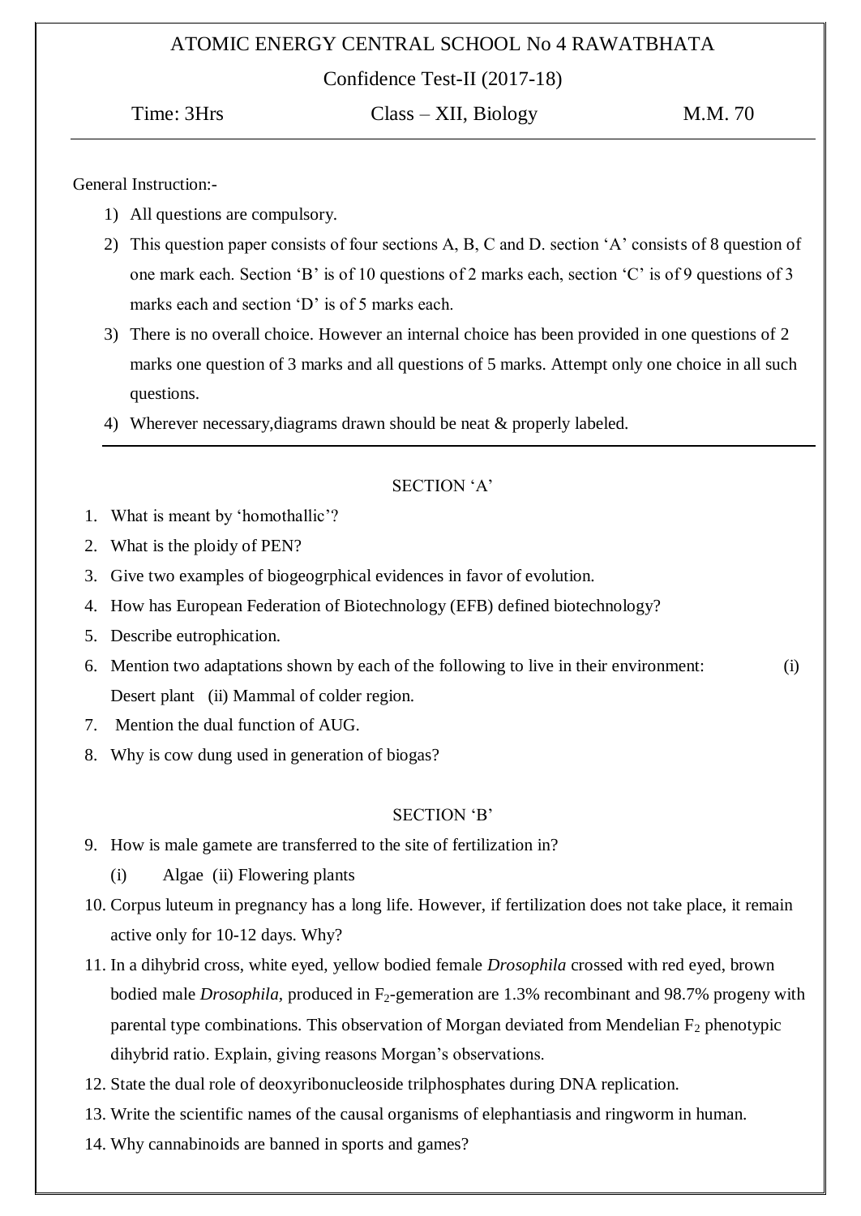# ATOMIC ENERGY CENTRAL SCHOOL No 4 RAWATBHATA

## Confidence Test-II (2017-18)

Time: 3Hrs Class – XII, Biology M.M. 70

General Instruction:-

1) All questions are compulsory.
2) This question paper consists of four sections A, B, C and D. section 'A' consists of 8 question of one mark each. Section 'B' is of 10 questions of 2 marks each, section 'C' is of 9 questions of 3 marks each and section 'D' is of 5 marks each.
3) There is no overall choice. However an internal choice has been provided in one questions of 2 marks one question of 3 marks and all questions of 5 marks. Attempt only one choice in all such questions.
4) Wherever necessary,diagrams drawn should be neat & properly labeled.

### SECTION 'A'

1. What is meant by 'homothallic'?
2. What is the ploidy of PEN?
3. Give two examples of biogeogrphical evidences in favor of evolution.
4. How has European Federation of Biotechnology (EFB) defined biotechnology?
5. Describe eutrophication.
6. Mention two adaptations shown by each of the following to live in their environment: (i) Desert plant (ii) Mammal of colder region.
7. Mention the dual function of AUG.
8. Why is cow dung used in generation of biogas?

### SECTION 'B'

9. How is male gamete are transferred to the site of fertilization in?
   (i) Algae (ii) Flowering plants
10. Corpus luteum in pregnancy has a long life. However, if fertilization does not take place, it remain active only for 10-12 days. Why?
11. In a dihybrid cross, white eyed, yellow bodied female *Drosophila* crossed with red eyed, brown bodied male *Drosophila*, produced in $F_2$-gemeration are 1.3% recombinant and 98.7% progeny with parental type combinations. This observation of Morgan deviated from Mendelian $F_2$ phenotypic dihybrid ratio. Explain, giving reasons Morgan's observations.
12. State the dual role of deoxyribonucleoside trilphosphates during DNA replication.
13. Write the scientific names of the causal organisms of elephantiasis and ringworm in human.
14. Why cannabinoids are banned in sports and games?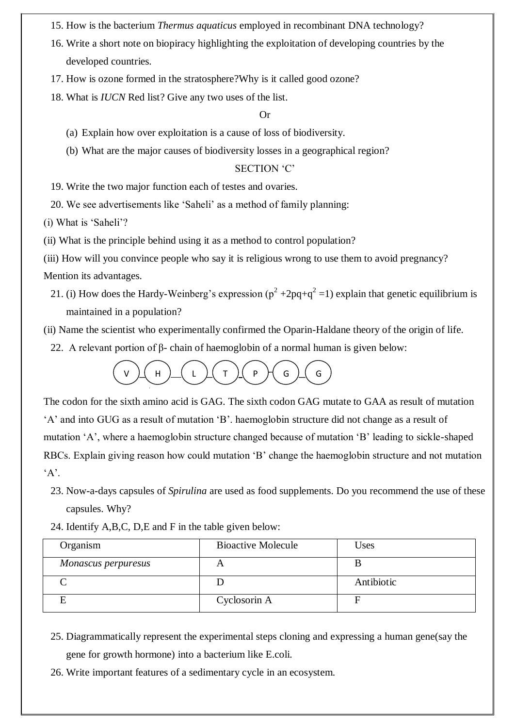15. How is the bacterium *Thermus aquaticus* employed in recombinant DNA technology?
16. Write a short note on biopiracy highlighting the exploitation of developing countries by the developed countries.
17. How is ozone formed in the stratosphere?Why is it called good ozone?
18. What is *IUCN* Red list? Give any two uses of the list.

Or

(a) Explain how over exploitation is a cause of loss of biodiversity.

(b) What are the major causes of biodiversity losses in a geographical region?

SECTION 'C'

19. Write the two major function each of testes and ovaries.
20. We see advertisements like 'Saheli' as a method of family planning:

(i) What is 'Saheli'?

(ii) What is the principle behind using it as a method to control population?

(iii) How will you convince people who say it is religious wrong to use them to avoid pregnancy? Mention its advantages.

21. (i) How does the Hardy-Weinberg's expression ($p^2 + 2pq + q^2 = 1$) explain that genetic equilibrium is maintained in a population?

(ii) Name the scientist who experimentally confirmed the Oparin-Haldane theory of the origin of life.

22. A relevant portion of β- chain of haemoglobin of a normal human is given below:

V — H — L — T — P — G — G

The codon for the sixth amino acid is GAG. The sixth codon GAG mutate to GAA as result of mutation 'A' and into GUG as a result of mutation 'B'. haemoglobin structure did not change as a result of mutation 'A', where a haemoglobin structure changed because of mutation 'B' leading to sickle-shaped RBCs. Explain giving reason how could mutation 'B' change the haemoglobin structure and not mutation 'A'.

23. Now-a-days capsules of *Spirulina* are used as food supplements. Do you recommend the use of these capsules. Why?
24. Identify A,B,C, D,E and F in the table given below:

| Organism | Bioactive Molecule | Uses |
| --- | --- | --- |
| *Monascus perpuresus* | A | B |
| C | D | Antibiotic |
| E | Cyclosorin A | F |

25. Diagrammatically represent the experimental steps cloning and expressing a human gene(say the gene for growth hormone) into a bacterium like E.coli.
26. Write important features of a sedimentary cycle in an ecosystem.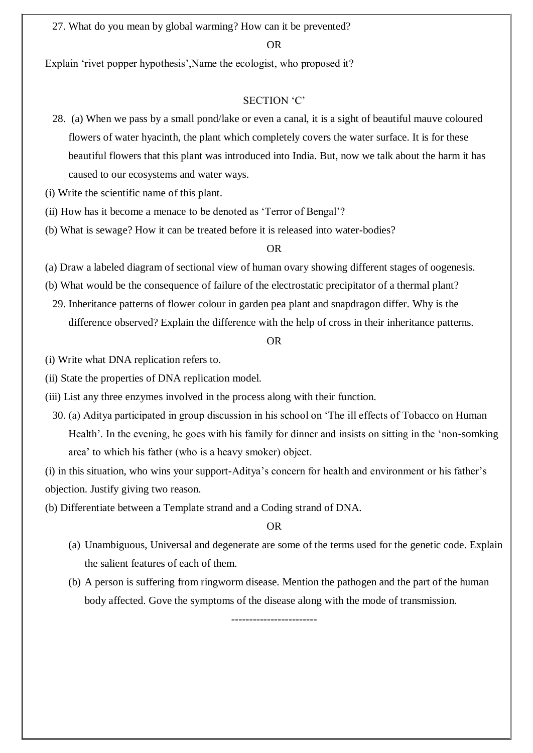27. What do you mean by global warming? How can it be prevented?

OR

Explain 'rivet popper hypothesis',Name the ecologist, who proposed it?

## SECTION 'C'

28. (a) When we pass by a small pond/lake or even a canal, it is a sight of beautiful mauve coloured flowers of water hyacinth, the plant which completely covers the water surface. It is for these beautiful flowers that this plant was introduced into India. But, now we talk about the harm it has caused to our ecosystems and water ways.

(i) Write the scientific name of this plant.

(ii) How has it become a menace to be denoted as 'Terror of Bengal'?

(b) What is sewage? How it can be treated before it is released into water-bodies?

OR

(a) Draw a labeled diagram of sectional view of human ovary showing different stages of oogenesis.

(b) What would be the consequence of failure of the electrostatic precipitator of a thermal plant?

29. Inheritance patterns of flower colour in garden pea plant and snapdragon differ. Why is the difference observed? Explain the difference with the help of cross in their inheritance patterns.

OR

(i) Write what DNA replication refers to.

(ii) State the properties of DNA replication model.

(iii) List any three enzymes involved in the process along with their function.

30. (a) Aditya participated in group discussion in his school on 'The ill effects of Tobacco on Human Health'. In the evening, he goes with his family for dinner and insists on sitting in the 'non-somking area' to which his father (who is a heavy smoker) object.

(i) in this situation, who wins your support-Aditya's concern for health and environment or his father's objection. Justify giving two reason.

(b) Differentiate between a Template strand and a Coding strand of DNA.

OR

(a) Unambiguous, Universal and degenerate are some of the terms used for the genetic code. Explain the salient features of each of them.

(b) A person is suffering from ringworm disease. Mention the pathogen and the part of the human body affected. Gove the symptoms of the disease along with the mode of transmission.

-----------------------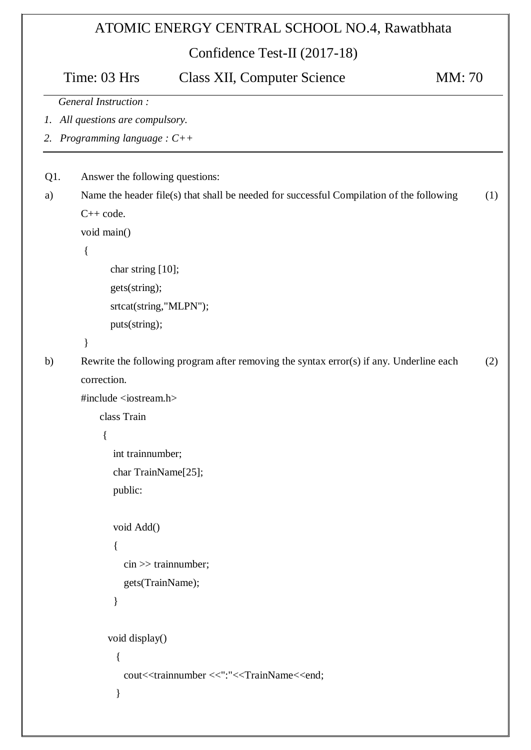# ATOMIC ENERGY CENTRAL SCHOOL NO.4, Rawatbhata

## Confidence Test-II (2017-18)

Time: 03 Hrs    Class XII, Computer Science    MM: 70

*General Instruction :*

1. *All questions are compulsory.*
2. *Programming language : C++*

---

**Q1.** Answer the following questions:

a) Name the header file(s) that shall be needed for successful Compilation of the following C++ code. (1)

```
void main()
 {
        char string [10];
        gets(string);
        srtcat(string,"MLPN");
        puts(string);
 }
```

b) Rewrite the following program after removing the syntax error(s) if any. Underline each correction. (2)

```
#include <iostream.h>
     class Train
      {
         int trainnumber;
         char TrainName[25];
         public:

         void Add()
         {
            cin >> trainnumber;
            gets(TrainName);
         }

       void display()
         {
            cout<<trainnumber <<":"<<TrainName<<end;
         }
```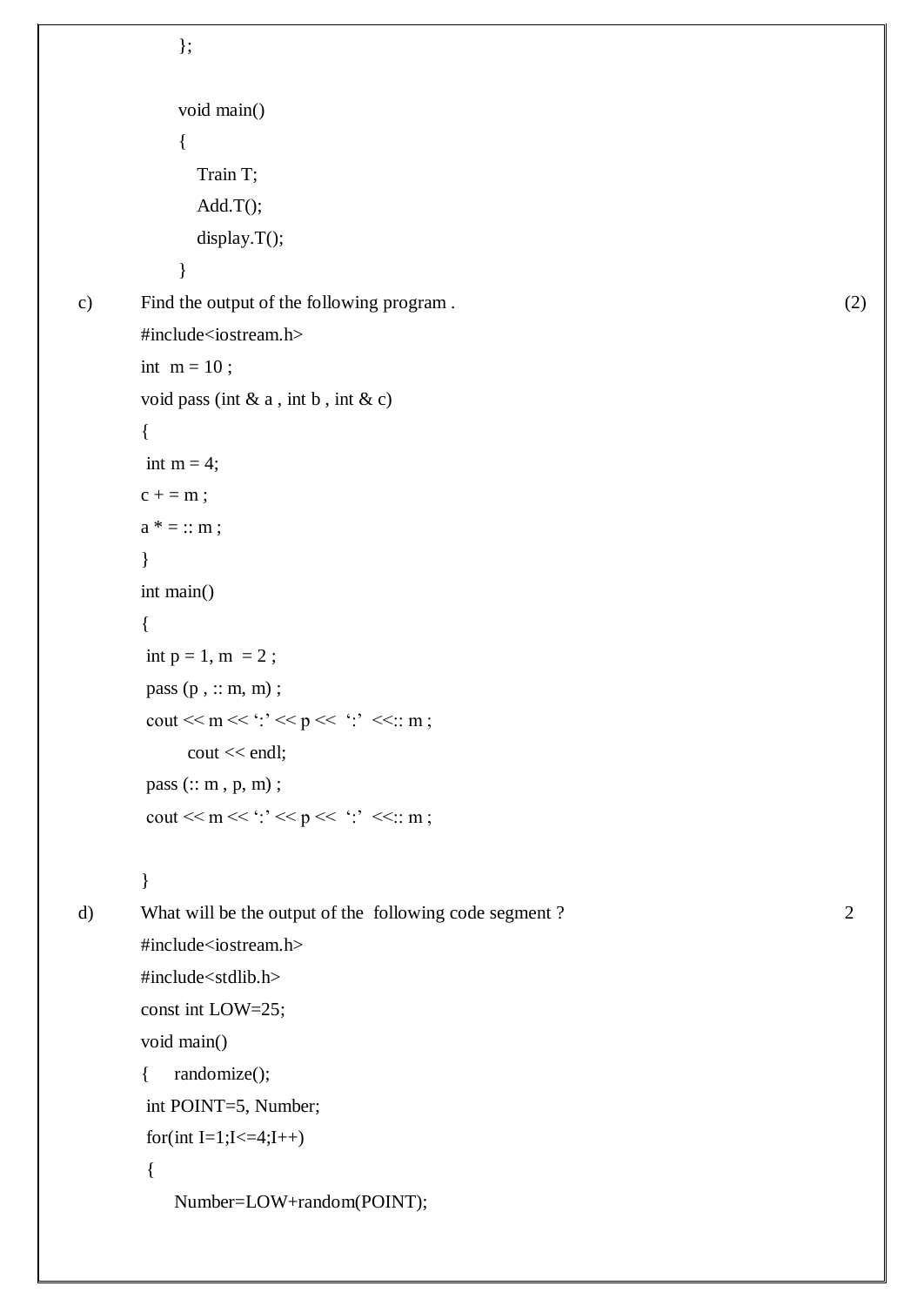```
};

void main()
{
    Train T;
    Add.T();
    display.T();
}
```

c) Find the output of the following program . (2)

```
#include<iostream.h>
int  m = 10 ;
void pass (int & a , int b , int & c)
{
 int m = 4;
c + = m ;
a * = :: m ;
}
int main()
{
 int p = 1, m  = 2 ;
 pass (p , :: m, m) ;
 cout << m << ‘:’ << p <<  ‘:’  <<:: m ;
        cout << endl;
 pass (:: m , p, m) ;
 cout << m << ‘:’ << p <<  ‘:’  <<:: m ;

}
```

d) What will be the output of the following code segment ? 2

```
#include<iostream.h>
#include<stdlib.h>
const int LOW=25;
void main()
{     randomize();
 int POINT=5, Number;
 for(int I=1;I<=4;I++)
 {
      Number=LOW+random(POINT);
```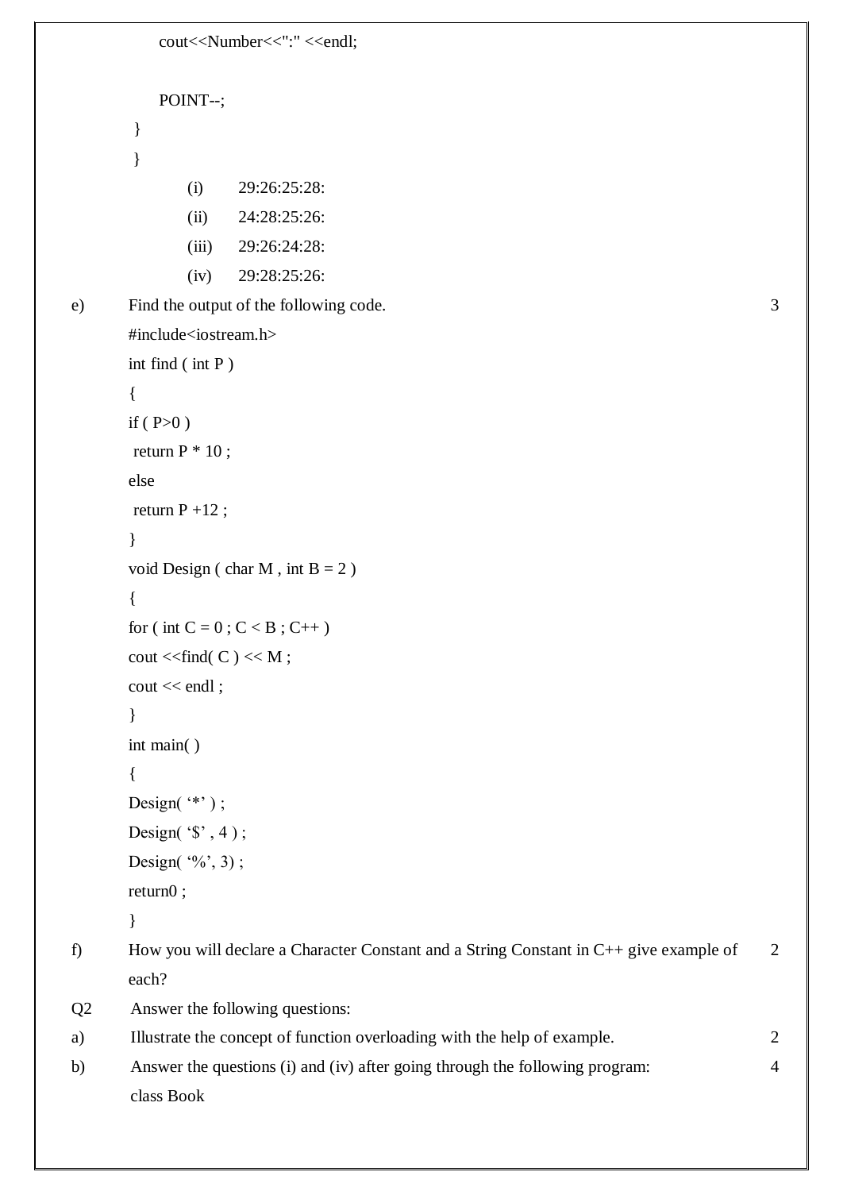```
        cout<<Number<<":" <<endl;

        POINT--;
    }
    }
```

(i) 29:26:25:28:

(ii) 24:28:25:26:

(iii) 29:26:24:28:

(iv) 29:28:25:26:

e) Find the output of the following code. 3

```
#include<iostream.h>
int find ( int P )
{
if ( P>0 )
 return P * 10 ;
else
 return P +12 ;
}
void Design ( char M , int B = 2 )
{
for ( int C = 0 ; C < B ; C++ )
cout <<find( C ) << M ;
cout << endl ;
}
int main( )
{
Design( '*' ) ;
Design( '$' , 4 ) ;
Design( '%', 3) ;
return0 ;
}
```

f) How you will declare a Character Constant and a String Constant in C++ give example of each? 2

Q2 Answer the following questions:

a) Illustrate the concept of function overloading with the help of example. 2

b) Answer the questions (i) and (iv) after going through the following program: 4

```
class Book
```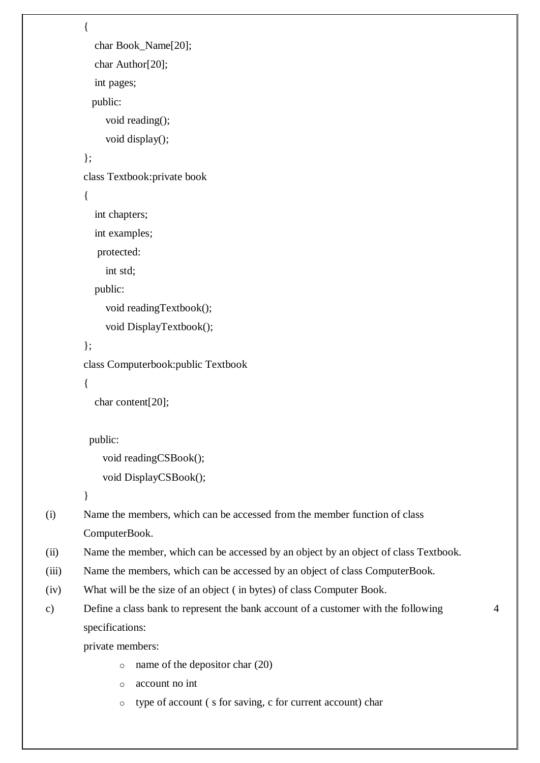```
{
    char Book_Name[20];
    char Author[20];
    int pages;
   public:
       void reading();
       void display();
};
class Textbook:private book
{
    int chapters;
    int examples;
     protected:
       int std;
    public:
       void readingTextbook();
       void DisplayTextbook();
};
class Computerbook:public Textbook
{
    char content[20];

  public:
      void readingCSBook();
      void DisplayCSBook();
}
```

(i) Name the members, which can be accessed from the member function of class ComputerBook.

(ii) Name the member, which can be accessed by an object by an object of class Textbook.

(iii) Name the members, which can be accessed by an object of class ComputerBook.

(iv) What will be the size of an object ( in bytes) of class Computer Book.

c) Define a class bank to represent the bank account of a customer with the following specifications: 4

private members:

- name of the depositor char (20)
- account no int
- type of account ( s for saving, c for current account) char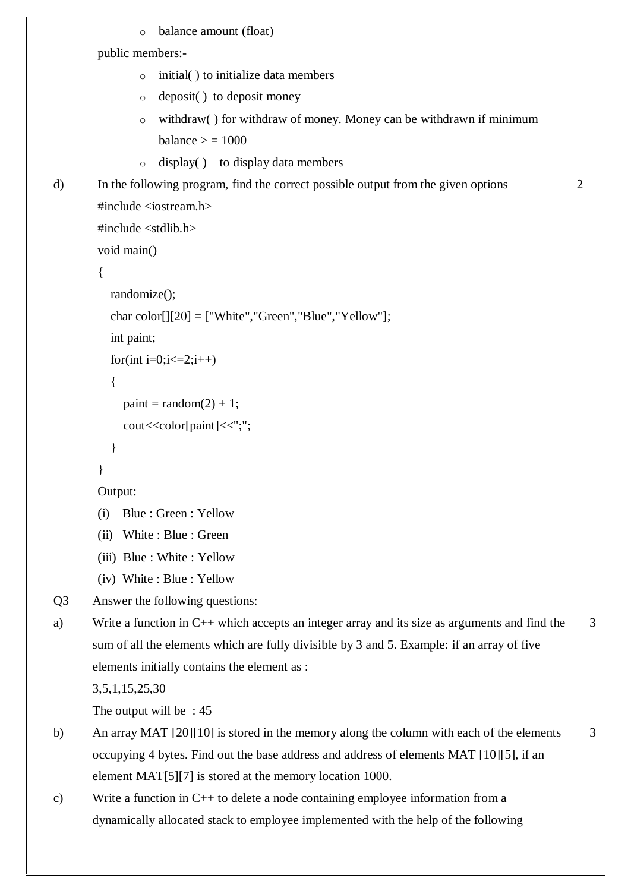- balance amount (float)

public members:-

- initial( ) to initialize data members
- deposit( ) to deposit money
- withdraw( ) for withdraw of money. Money can be withdrawn if minimum balance > = 1000
- display( ) to display data members

d) In the following program, find the correct possible output from the given options **2**

```
#include <iostream.h>
#include <stdlib.h>
void main()
{
   randomize();
   char color[][20] = ["White","Green","Blue","Yellow"];
   int paint;
   for(int i=0;i<=2;i++)
   {
      paint = random(2) + 1;
      cout<<color[paint]<<";";
   }
}
```

Output:

(i) Blue : Green : Yellow

(ii) White : Blue : Green

(iii) Blue : White : Yellow

(iv) White : Blue : Yellow

**Q3** Answer the following questions:

a) Write a function in C++ which accepts an integer array and its size as arguments and find the sum of all the elements which are fully divisible by 3 and 5. Example: if an array of five elements initially contains the element as : **3**

3,5,1,15,25,30

The output will be : 45

b) An array MAT [20][10] is stored in the memory along the column with each of the elements occupying 4 bytes. Find out the base address and address of elements MAT [10][5], if an element MAT[5][7] is stored at the memory location 1000. **3**

c) Write a function in C++ to delete a node containing employee information from a dynamically allocated stack to employee implemented with the help of the following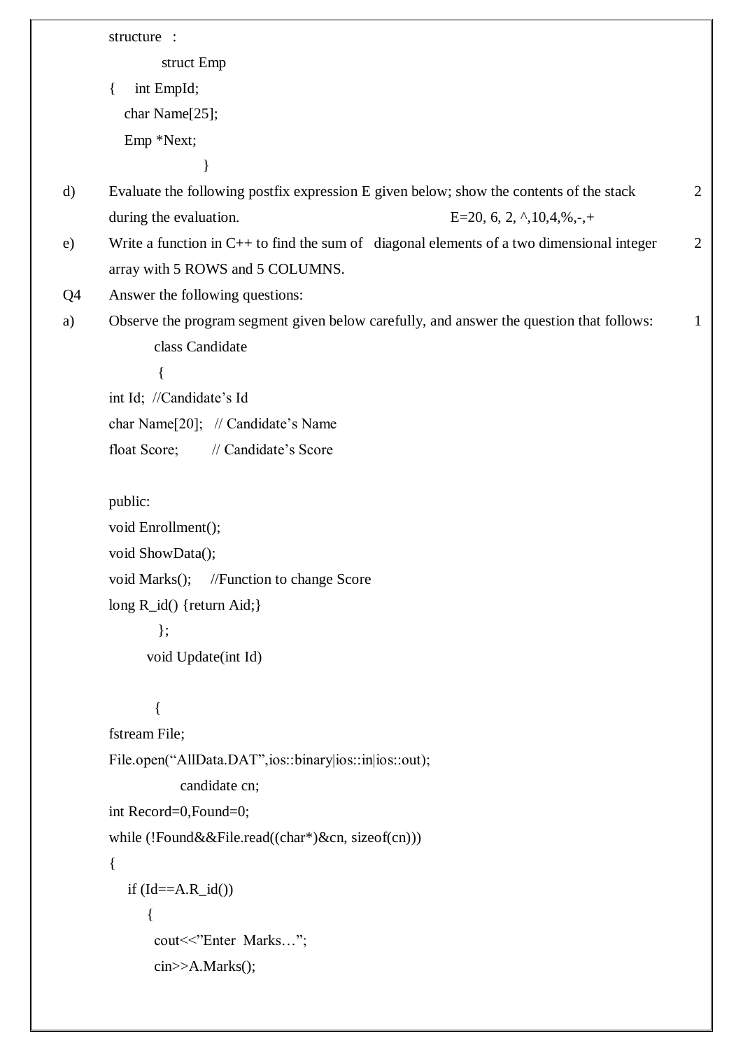structure :

```
struct Emp
{   int EmpId;
    char Name[25];
    Emp *Next;
}
```

d) Evaluate the following postfix expression E given below; show the contents of the stack during the evaluation. E=20, 6, 2, ^,10,4,%,-,+ 2

e) Write a function in C++ to find the sum of diagonal elements of a two dimensional integer array with 5 ROWS and 5 COLUMNS. 2

Q4 Answer the following questions:

a) Observe the program segment given below carefully, and answer the question that follows: 1

```
class Candidate
{
int Id;  //Candidate's Id
char Name[20];   // Candidate's Name
float Score;        // Candidate's Score

public:
void Enrollment();
void ShowData();
void Marks();     //Function to change Score
long R_id() {return Aid;}
};
void Update(int Id)

{
fstream File;
File.open("AllData.DAT",ios::binary|ios::in|ios::out);
candidate cn;
int Record=0,Found=0;
while (!Found&&File.read((char*)&cn, sizeof(cn)))
{
  if (Id==A.R_id())
    {
     cout<<"Enter  Marks…";
     cin>>A.Marks();
```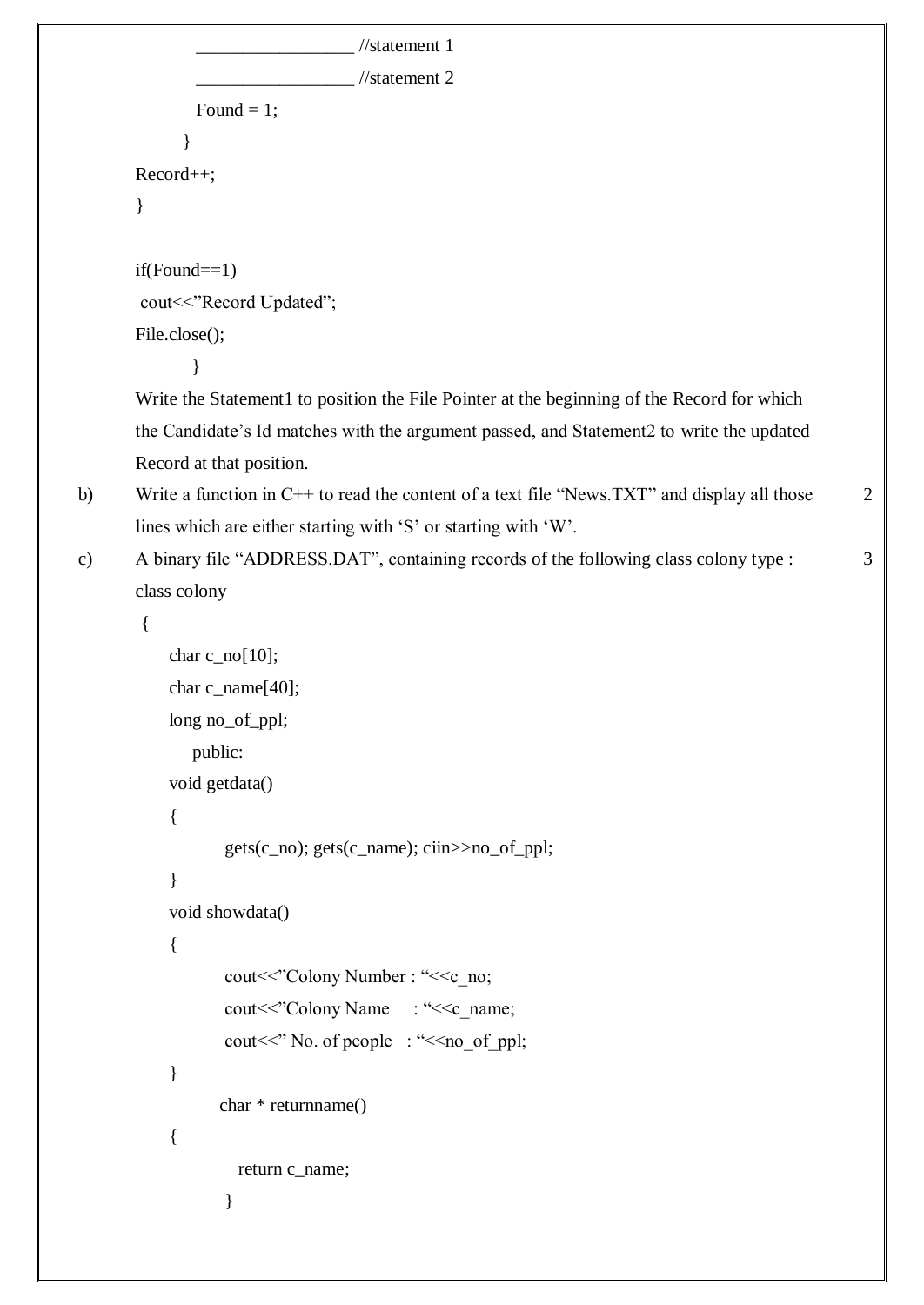```
                _________________ //statement 1
                _________________ //statement 2
                Found = 1;
            }
    Record++;
    }

    if(Found==1)
     cout<<"Record Updated";
    File.close();
        }
```

Write the Statement1 to position the File Pointer at the beginning of the Record for which the Candidate's Id matches with the argument passed, and Statement2 to write the updated Record at that position.

b) Write a function in C++ to read the content of a text file "News.TXT" and display all those lines which are either starting with 'S' or starting with 'W'. **2**

c) A binary file "ADDRESS.DAT", containing records of the following class colony type : **3**

```
class colony
 {
      char c_no[10];
      char c_name[40];
      long no_of_ppl;
         public:
      void getdata()
      {
            gets(c_no); gets(c_name); ciin>>no_of_ppl;
      }
      void showdata()
      {
            cout<<"Colony Number : "<<c_no;
            cout<<"Colony Name     : "<<c_name;
            cout<<" No. of people   : "<<no_of_ppl;
      }
           char * returnname()
      {
              return c_name;
            }
```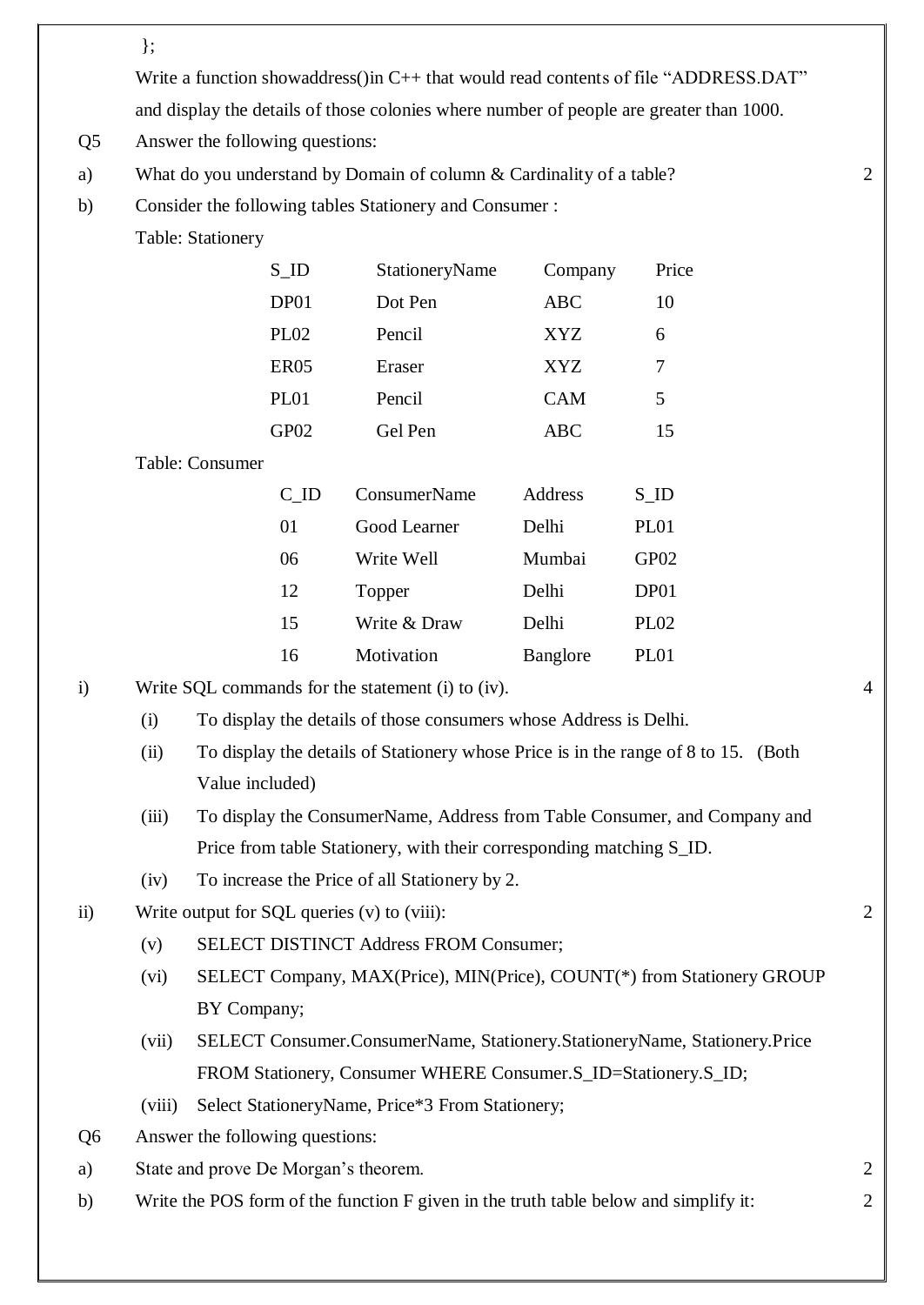};

Write a function showaddress()in C++ that would read contents of file "ADDRESS.DAT" and display the details of those colonies where number of people are greater than 1000.

Q5 Answer the following questions:

a) What do you understand by Domain of column & Cardinality of a table? 2

b) Consider the following tables Stationery and Consumer :

Table: Stationery

| S_ID | StationeryName | Company | Price |
|---|---|---|---|
| DP01 | Dot Pen | ABC | 10 |
| PL02 | Pencil | XYZ | 6 |
| ER05 | Eraser | XYZ | 7 |
| PL01 | Pencil | CAM | 5 |
| GP02 | Gel Pen | ABC | 15 |

Table: Consumer

| C_ID | ConsumerName | Address | S_ID |
|---|---|---|---|
| 01 | Good Learner | Delhi | PL01 |
| 06 | Write Well | Mumbai | GP02 |
| 12 | Topper | Delhi | DP01 |
| 15 | Write & Draw | Delhi | PL02 |
| 16 | Motivation | Banglore | PL01 |

i) Write SQL commands for the statement (i) to (iv). 4

(i) To display the details of those consumers whose Address is Delhi.

(ii) To display the details of Stationery whose Price is in the range of 8 to 15. (Both Value included)

(iii) To display the ConsumerName, Address from Table Consumer, and Company and Price from table Stationery, with their corresponding matching S_ID.

(iv) To increase the Price of all Stationery by 2.

ii) Write output for SQL queries (v) to (viii): 2

(v) SELECT DISTINCT Address FROM Consumer;

(vi) SELECT Company, MAX(Price), MIN(Price), COUNT(*) from Stationery GROUP BY Company;

(vii) SELECT Consumer.ConsumerName, Stationery.StationeryName, Stationery.Price FROM Stationery, Consumer WHERE Consumer.S_ID=Stationery.S_ID;

(viii) Select StationeryName, Price*3 From Stationery;

Q6 Answer the following questions:

a) State and prove De Morgan's theorem. 2

b) Write the POS form of the function F given in the truth table below and simplify it: 2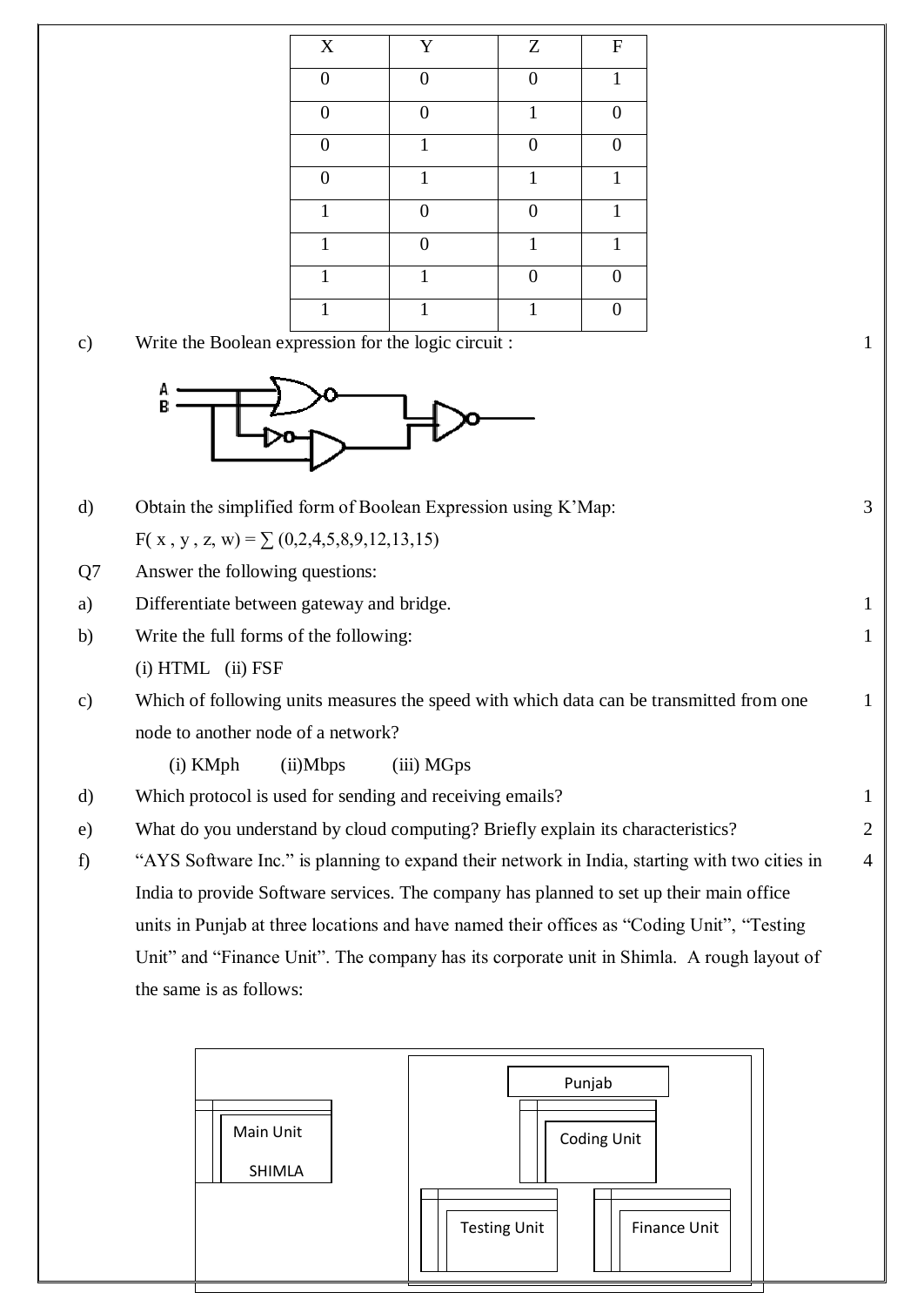| X | Y | Z | F |
|---|---|---|---|
| 0 | 0 | 0 | 1 |
| 0 | 0 | 1 | 0 |
| 0 | 1 | 0 | 0 |
| 0 | 1 | 1 | 1 |
| 1 | 0 | 0 | 1 |
| 1 | 0 | 1 | 1 |
| 1 | 1 | 0 | 0 |
| 1 | 1 | 1 | 0 |

c) Write the Boolean expression for the logic circuit : **1**

d) Obtain the simplified form of Boolean Expression using K'Map: **3**

$F(x, y, z, w) = \sum (0,2,4,5,8,9,12,13,15)$

Q7 Answer the following questions:

a) Differentiate between gateway and bridge. **1**

b) Write the full forms of the following: **1**

(i) HTML (ii) FSF

c) Which of following units measures the speed with which data can be transmitted from one node to another node of a network? **1**

(i) KMph (ii)Mbps (iii) MGps

d) Which protocol is used for sending and receiving emails? **1**

e) What do you understand by cloud computing? Briefly explain its characteristics? **2**

f) "AYS Software Inc." is planning to expand their network in India, starting with two cities in India to provide Software services. The company has planned to set up their main office units in Punjab at three locations and have named their offices as "Coding Unit", "Testing Unit" and "Finance Unit". The company has its corporate unit in Shimla. A rough layout of the same is as follows: **4**

Main Unit SHIMLA | Punjab: Coding Unit, Testing Unit, Finance Unit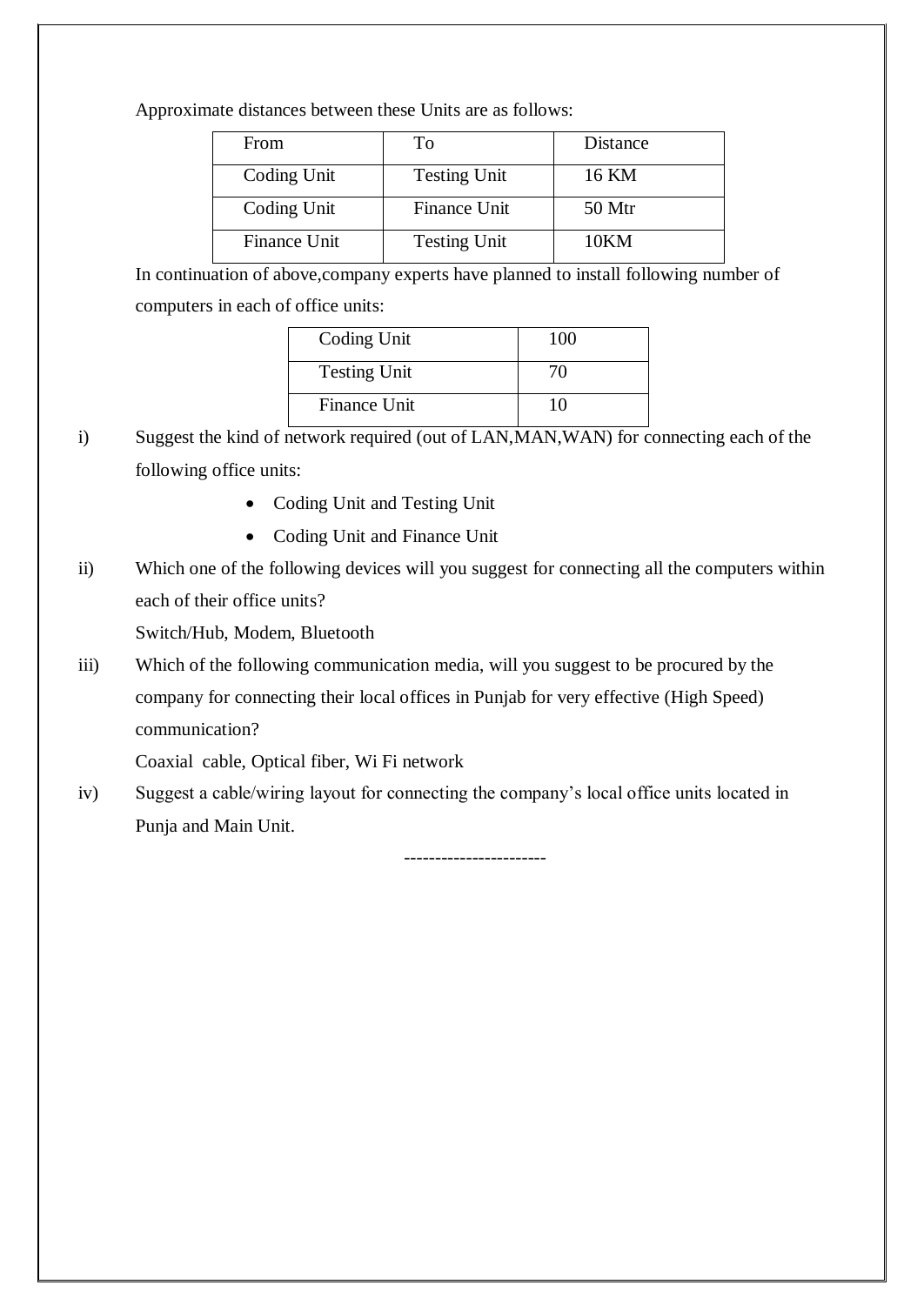Approximate distances between these Units are as follows:

| From | To | Distance |
| --- | --- | --- |
| Coding Unit | Testing Unit | 16 KM |
| Coding Unit | Finance Unit | 50 Mtr |
| Finance Unit | Testing Unit | 10KM |

In continuation of above,company experts have planned to install following number of computers in each of office units:

| Coding Unit | 100 |
| --- | --- |
| Testing Unit | 70 |
| Finance Unit | 10 |

i) Suggest the kind of network required (out of LAN,MAN,WAN) for connecting each of the following office units:

- Coding Unit and Testing Unit
- Coding Unit and Finance Unit

ii) Which one of the following devices will you suggest for connecting all the computers within each of their office units?

Switch/Hub, Modem, Bluetooth

iii) Which of the following communication media, will you suggest to be procured by the company for connecting their local offices in Punjab for very effective (High Speed) communication?

Coaxial cable, Optical fiber, Wi Fi network

iv) Suggest a cable/wiring layout for connecting the company's local office units located in Punja and Main Unit.

----------------------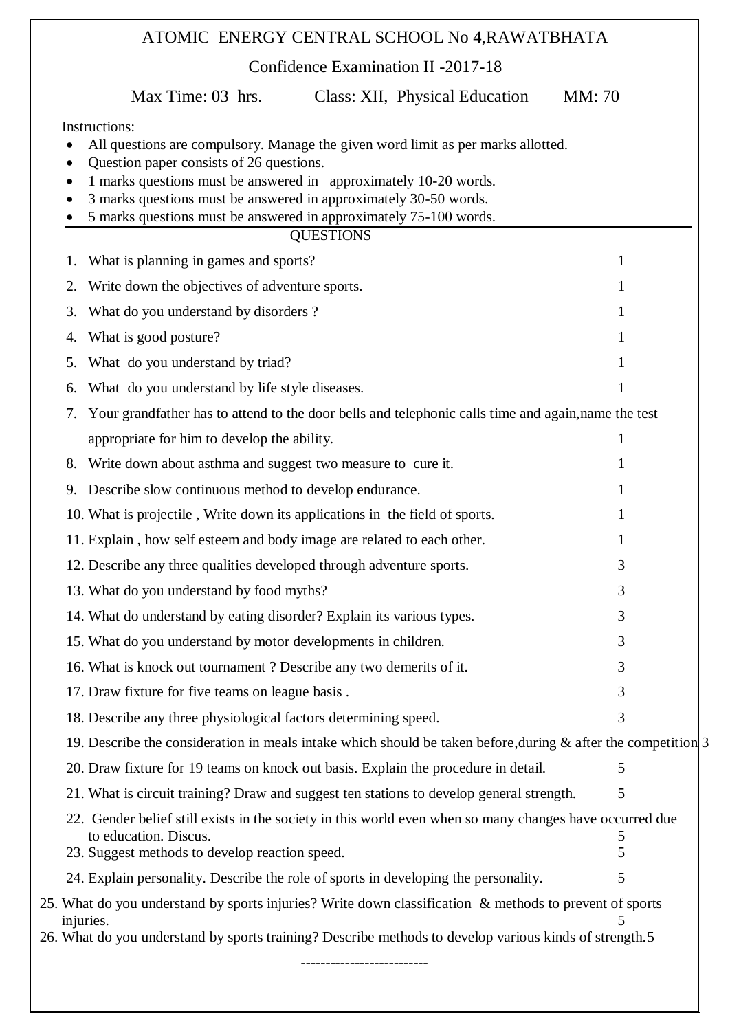# ATOMIC ENERGY CENTRAL SCHOOL No 4,RAWATBHATA

## Confidence Examination II -2017-18

Max Time: 03 hrs. Class: XII, Physical Education MM: 70

Instructions:

- All questions are compulsory. Manage the given word limit as per marks allotted.
- Question paper consists of 26 questions.
- 1 marks questions must be answered in approximately 10-20 words.
- 3 marks questions must be answered in approximately 30-50 words.
- 5 marks questions must be answered in approximately 75-100 words.

QUESTIONS

1. What is planning in games and sports? 1
2. Write down the objectives of adventure sports. 1
3. What do you understand by disorders ? 1
4. What is good posture? 1
5. What do you understand by triad? 1
6. What do you understand by life style diseases. 1
7. Your grandfather has to attend to the door bells and telephonic calls time and again,name the test appropriate for him to develop the ability. 1
8. Write down about asthma and suggest two measure to cure it. 1
9. Describe slow continuous method to develop endurance. 1
10. What is projectile , Write down its applications in the field of sports. 1
11. Explain , how self esteem and body image are related to each other. 1
12. Describe any three qualities developed through adventure sports. 3
13. What do you understand by food myths? 3
14. What do understand by eating disorder? Explain its various types. 3
15. What do you understand by motor developments in children. 3
16. What is knock out tournament ? Describe any two demerits of it. 3
17. Draw fixture for five teams on league basis . 3
18. Describe any three physiological factors determining speed. 3
19. Describe the consideration in meals intake which should be taken before,during & after the competition 3
20. Draw fixture for 19 teams on knock out basis. Explain the procedure in detail. 5
21. What is circuit training? Draw and suggest ten stations to develop general strength. 5
22. Gender belief still exists in the society in this world even when so many changes have occurred due to education. Discus. 5
23. Suggest methods to develop reaction speed. 5
24. Explain personality. Describe the role of sports in developing the personality. 5
25. What do you understand by sports injuries? Write down classification & methods to prevent of sports injuries. 5
26. What do you understand by sports training? Describe methods to develop various kinds of strength. 5

--------------------------